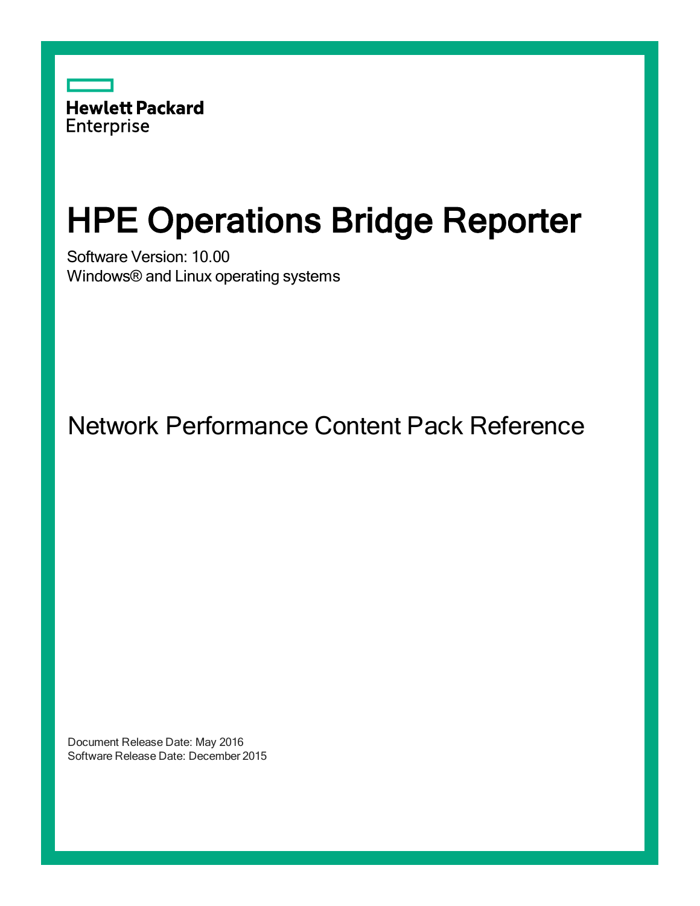Hewlett Packard Enterprise

# HPE Operations Bridge Reporter

Software Version: 10.00

Windows® and Linux operating systems

## Network Performance Content Pack Reference

Document Release Date: May 2016

Software Release Date: December 2015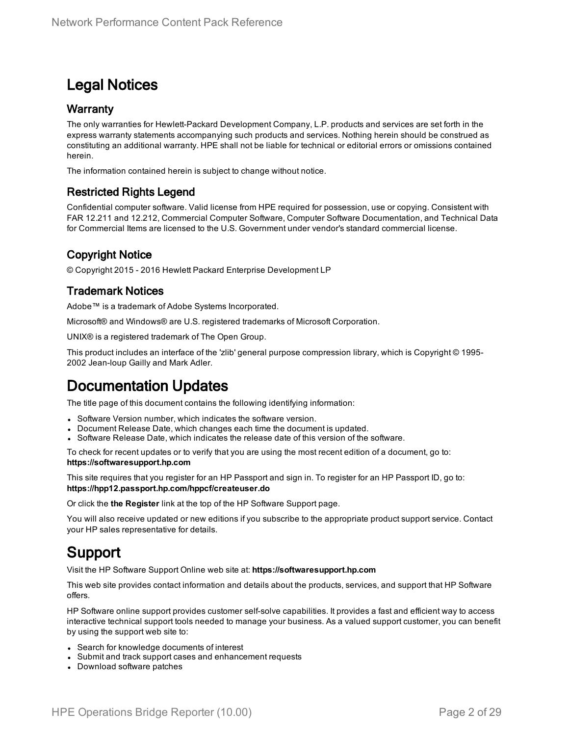# Legal Notices

## Warranty

The only warranties for Hewlett-Packard Development Company, L.P. products and services are set forth in the express warranty statements accompanying such products and services. Nothing herein should be construed as constituting an additional warranty. HPE shall not be liable for technical or editorial errors or omissions contained herein.

The information contained herein is subject to change without notice.

## Restricted Rights Legend

Confidential computer software. Valid license from HPE required for possession, use or copying. Consistent with FAR 12.211 and 12.212, Commercial Computer Software, Computer Software Documentation, and Technical Data for Commercial Items are licensed to the U.S. Government under vendor's standard commercial license.

## Copyright Notice

© Copyright 2015 - 2016 Hewlett Packard Enterprise Development LP

## Trademark Notices

Adobe™ is a trademark of Adobe Systems Incorporated.

Microsoft® and Windows® are U.S. registered trademarks of Microsoft Corporation.

UNIX® is a registered trademark of The Open Group.

This product includes an interface of the 'zlib' general purpose compression library, which is Copyright © 1995-2002 Jean-loup Gailly and Mark Adler.

# Documentation Updates

The title page of this document contains the following identifying information:

- Software Version number, which indicates the software version.
- Document Release Date, which changes each time the document is updated.
- Software Release Date, which indicates the release date of this version of the software.

To check for recent updates or to verify that you are using the most recent edition of a document, go to: **https://softwaresupport.hp.com**

This site requires that you register for an HP Passport and sign in. To register for an HP Passport ID, go to: **https://hpp12.passport.hp.com/hppcf/createuser.do**

Or click the **the Register** link at the top of the HP Software Support page.

You will also receive updated or new editions if you subscribe to the appropriate product support service. Contact your HP sales representative for details.

# Support

Visit the HP Software Support Online web site at: **https://softwaresupport.hp.com**

This web site provides contact information and details about the products, services, and support that HP Software offers.

HP Software online support provides customer self-solve capabilities. It provides a fast and efficient way to access interactive technical support tools needed to manage your business. As a valued support customer, you can benefit by using the support web site to:

- Search for knowledge documents of interest
- Submit and track support cases and enhancement requests
- Download software patches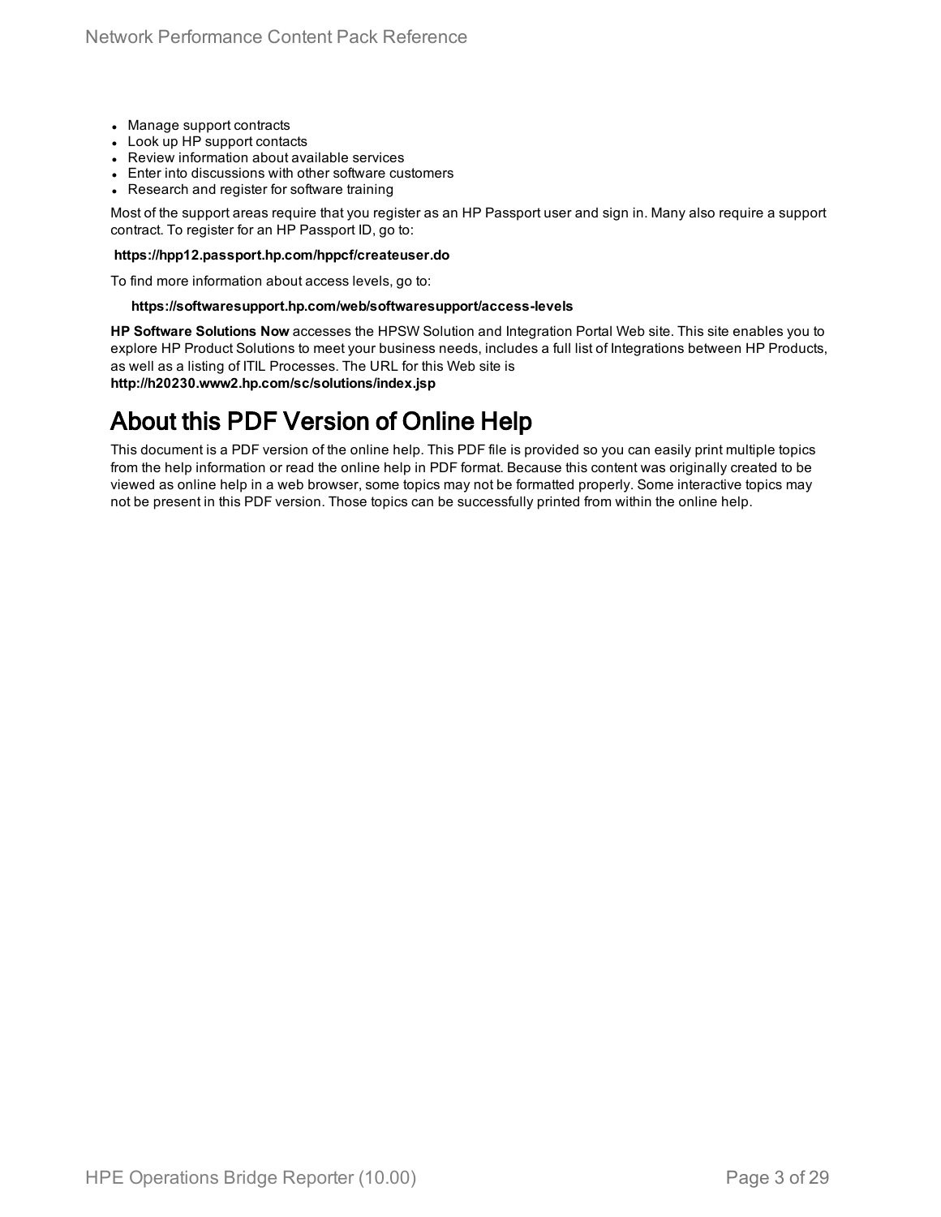- Manage support contracts
- Look up HP support contacts
- Review information about available services
- Enter into discussions with other software customers
- Research and register for software training

Most of the support areas require that you register as an HP Passport user and sign in. Many also require a support contract. To register for an HP Passport ID, go to:

**https://hpp12.passport.hp.com/hppcf/createuser.do**

To find more information about access levels, go to:

**https://softwaresupport.hp.com/web/softwaresupport/access-levels**

**HP Software Solutions Now** accesses the HPSW Solution and Integration Portal Web site. This site enables you to explore HP Product Solutions to meet your business needs, includes a full list of Integrations between HP Products, as well as a listing of ITIL Processes. The URL for this Web site is **http://h20230.www2.hp.com/sc/solutions/index.jsp**

# About this PDF Version of Online Help

This document is a PDF version of the online help. This PDF file is provided so you can easily print multiple topics from the help information or read the online help in PDF format. Because this content was originally created to be viewed as online help in a web browser, some topics may not be formatted properly. Some interactive topics may not be present in this PDF version. Those topics can be successfully printed from within the online help.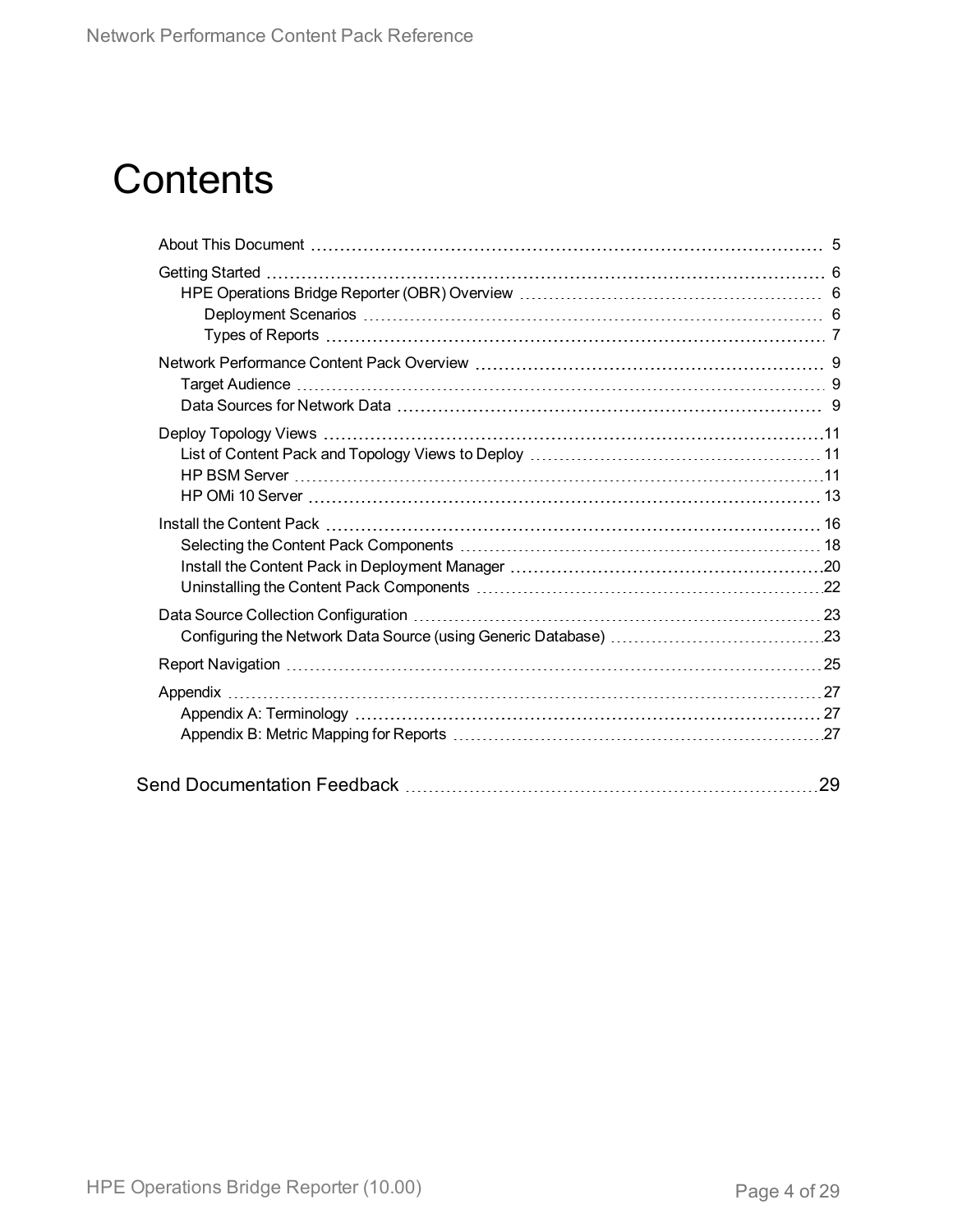# Contents

- About This Document ........ 5
- Getting Started ........ 6
  - HPE Operations Bridge Reporter (OBR) Overview ........ 6
    - Deployment Scenarios ........ 6
    - Types of Reports ........ 7
- Network Performance Content Pack Overview ........ 9
  - Target Audience ........ 9
  - Data Sources for Network Data ........ 9
- Deploy Topology Views ........ 11
  - List of Content Pack and Topology Views to Deploy ........ 11
  - HP BSM Server ........ 11
  - HP OMi 10 Server ........ 13
- Install the Content Pack ........ 16
  - Selecting the Content Pack Components ........ 18
  - Install the Content Pack in Deployment Manager ........ 20
  - Uninstalling the Content Pack Components ........ 22
- Data Source Collection Configuration ........ 23
  - Configuring the Network Data Source (using Generic Database) ........ 23
- Report Navigation ........ 25
- Appendix ........ 27
  - Appendix A: Terminology ........ 27
  - Appendix B: Metric Mapping for Reports ........ 27

Send Documentation Feedback ........ 29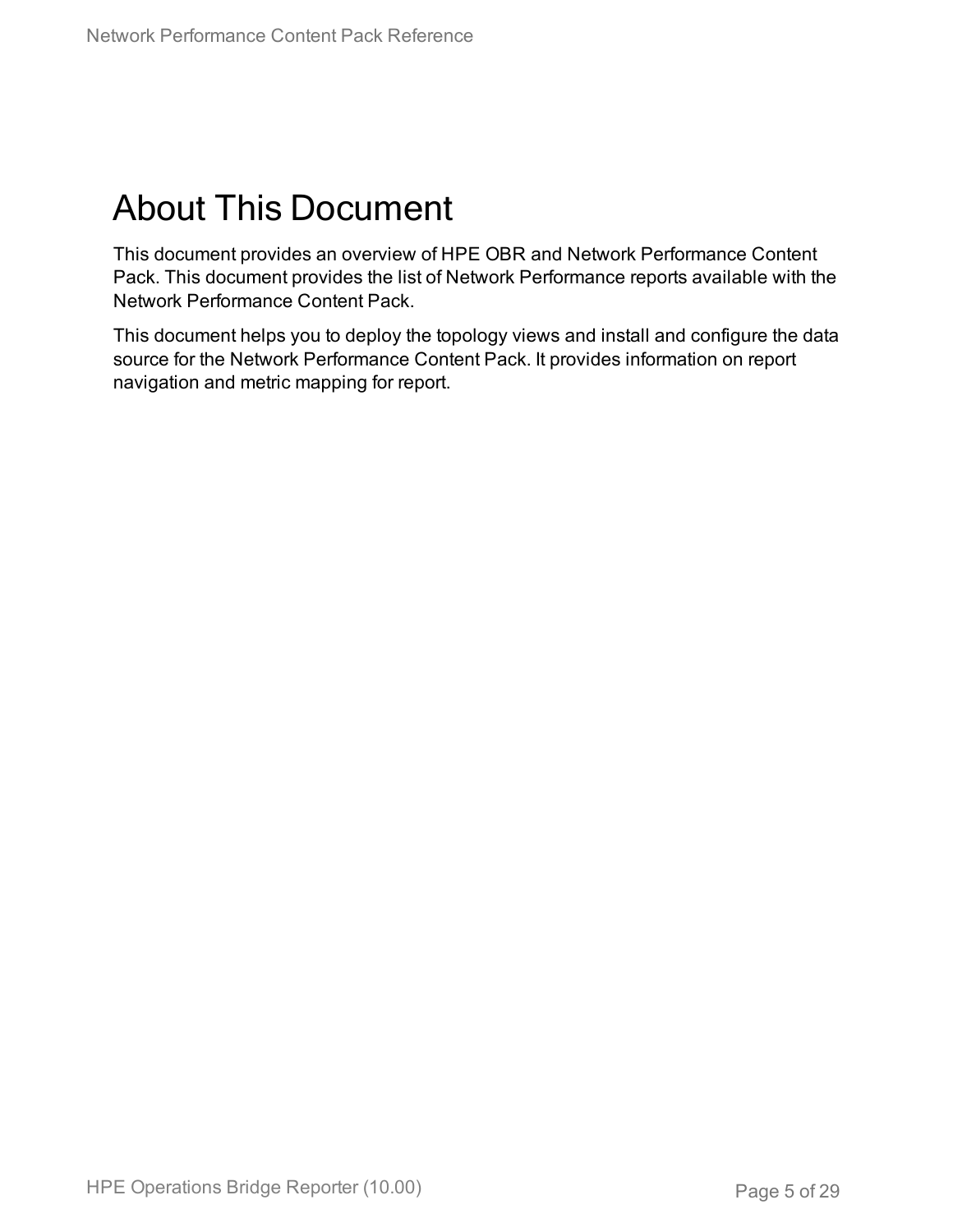# About This Document

This document provides an overview of HPE OBR and Network Performance Content Pack. This document provides the list of Network Performance reports available with the Network Performance Content Pack.

This document helps you to deploy the topology views and install and configure the data source for the Network Performance Content Pack. It provides information on report navigation and metric mapping for report.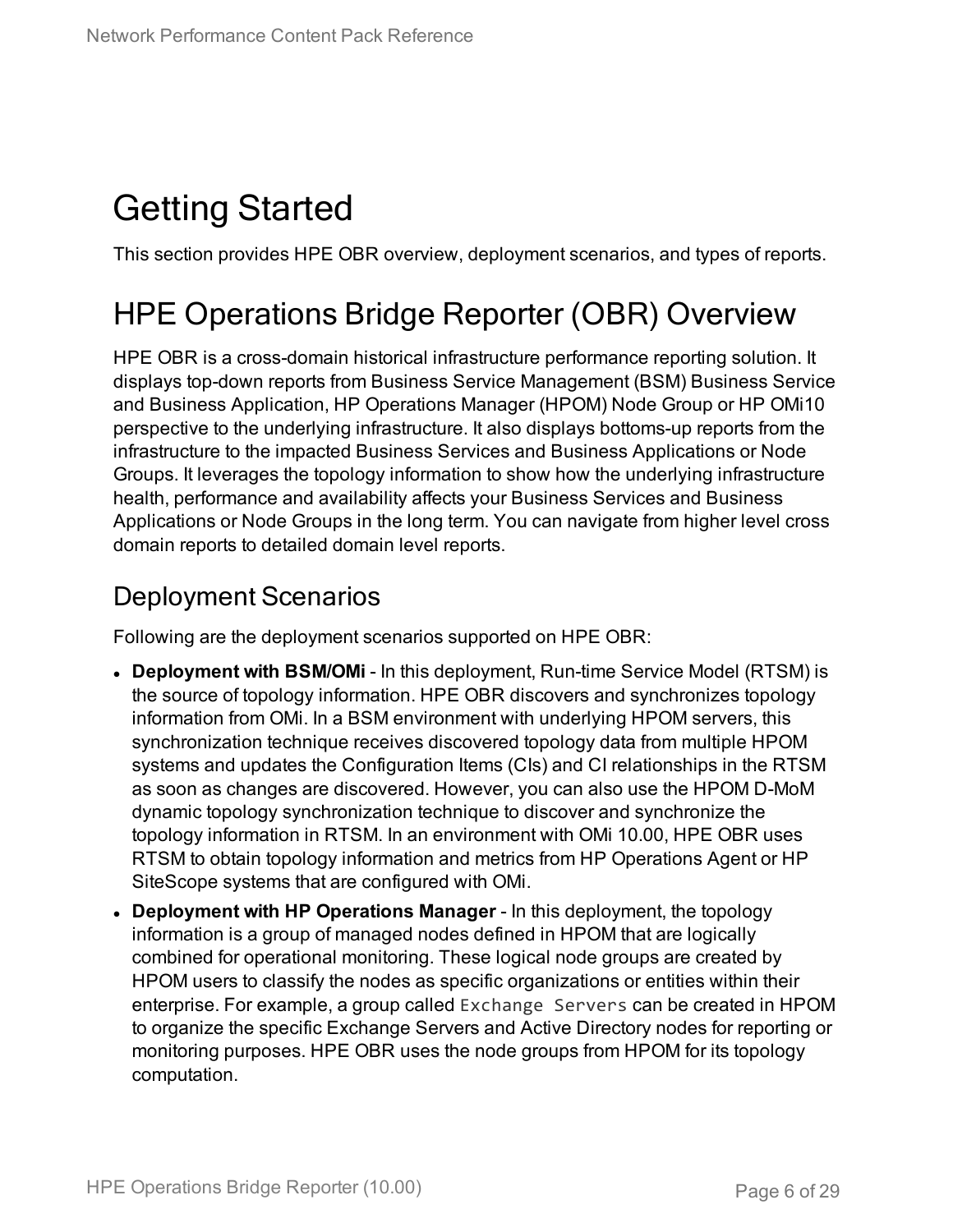# Getting Started

This section provides HPE OBR overview, deployment scenarios, and types of reports.

# HPE Operations Bridge Reporter (OBR) Overview

HPE OBR is a cross-domain historical infrastructure performance reporting solution. It displays top-down reports from Business Service Management (BSM) Business Service and Business Application, HP Operations Manager (HPOM) Node Group or HP OMi10 perspective to the underlying infrastructure. It also displays bottoms-up reports from the infrastructure to the impacted Business Services and Business Applications or Node Groups. It leverages the topology information to show how the underlying infrastructure health, performance and availability affects your Business Services and Business Applications or Node Groups in the long term. You can navigate from higher level cross domain reports to detailed domain level reports.

## Deployment Scenarios

Following are the deployment scenarios supported on HPE OBR:

- **Deployment with BSM/OMi** - In this deployment, Run-time Service Model (RTSM) is the source of topology information. HPE OBR discovers and synchronizes topology information from OMi. In a BSM environment with underlying HPOM servers, this synchronization technique receives discovered topology data from multiple HPOM systems and updates the Configuration Items (CIs) and CI relationships in the RTSM as soon as changes are discovered. However, you can also use the HPOM D-MoM dynamic topology synchronization technique to discover and synchronize the topology information in RTSM. In an environment with OMi 10.00, HPE OBR uses RTSM to obtain topology information and metrics from HP Operations Agent or HP SiteScope systems that are configured with OMi.
- **Deployment with HP Operations Manager** - In this deployment, the topology information is a group of managed nodes defined in HPOM that are logically combined for operational monitoring. These logical node groups are created by HPOM users to classify the nodes as specific organizations or entities within their enterprise. For example, a group called `Exchange Servers` can be created in HPOM to organize the specific Exchange Servers and Active Directory nodes for reporting or monitoring purposes. HPE OBR uses the node groups from HPOM for its topology computation.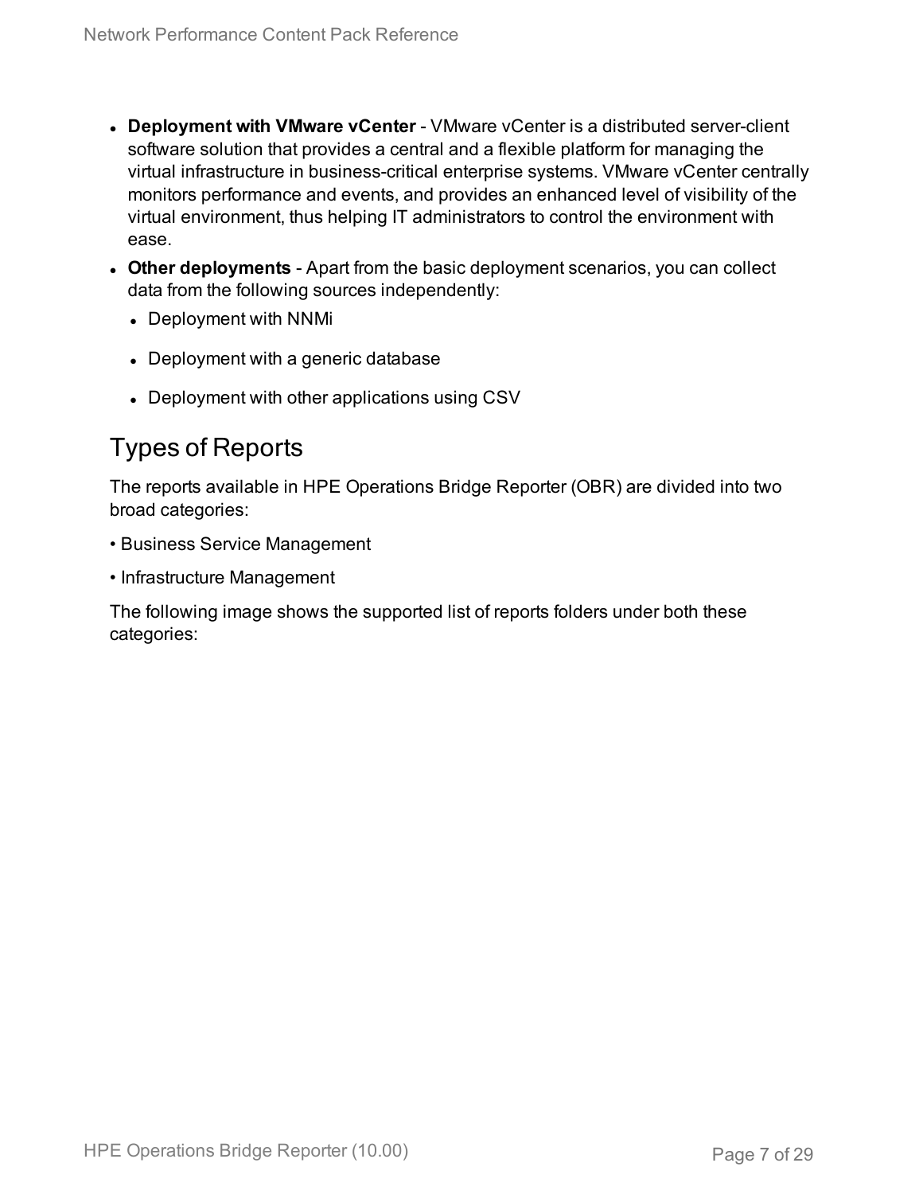- **Deployment with VMware vCenter** - VMware vCenter is a distributed server-client software solution that provides a central and a flexible platform for managing the virtual infrastructure in business-critical enterprise systems. VMware vCenter centrally monitors performance and events, and provides an enhanced level of visibility of the virtual environment, thus helping IT administrators to control the environment with ease.
- **Other deployments** - Apart from the basic deployment scenarios, you can collect data from the following sources independently:
  - Deployment with NNMi
  - Deployment with a generic database
  - Deployment with other applications using CSV

## Types of Reports

The reports available in HPE Operations Bridge Reporter (OBR) are divided into two broad categories:

• Business Service Management

• Infrastructure Management

The following image shows the supported list of reports folders under both these categories: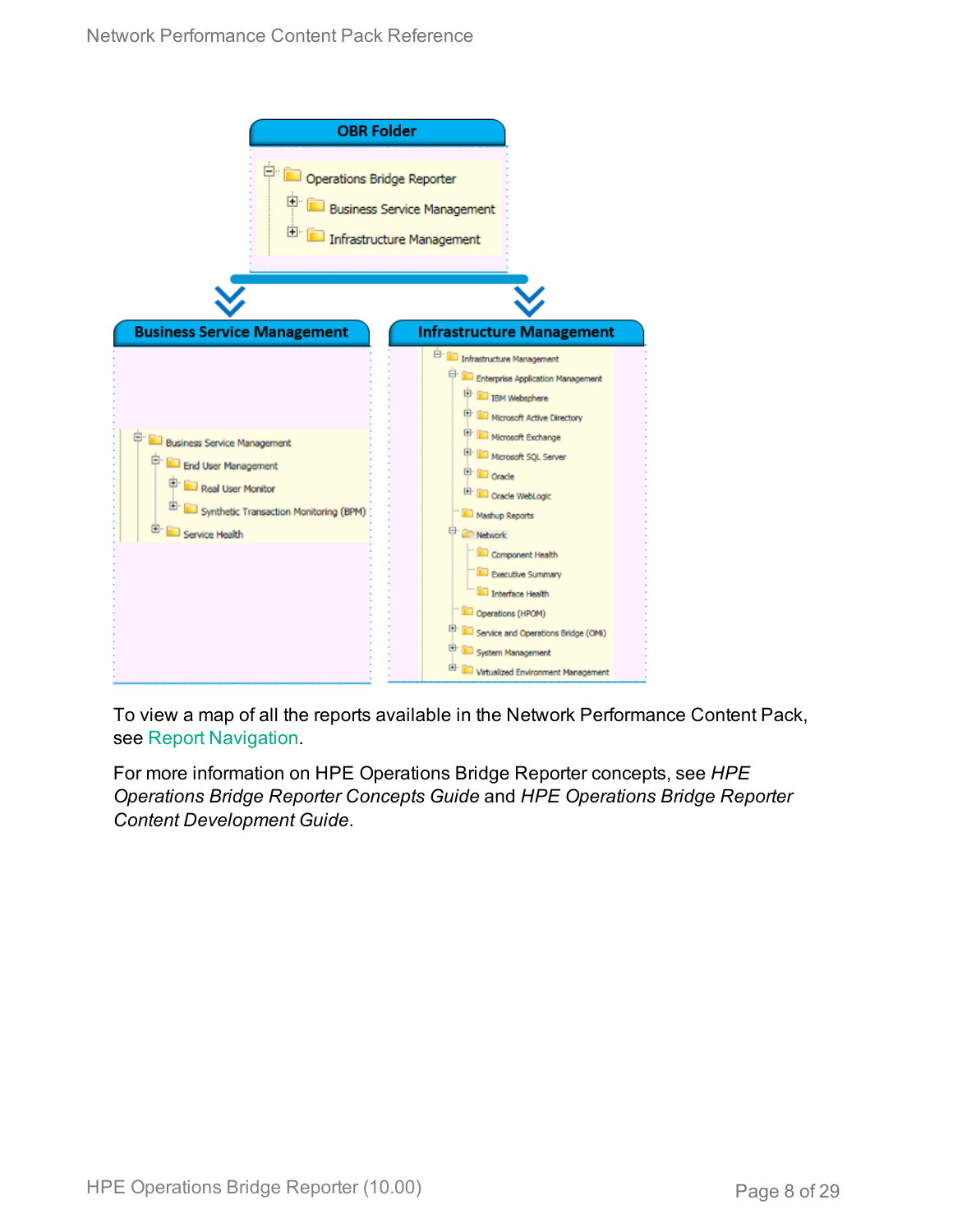OBR Folder

- Operations Bridge Reporter
  - Business Service Management
  - Infrastructure Management

Business Service Management

- Business Service Management
  - End User Management
    - Real User Monitor
    - Synthetic Transaction Monitoring (BPM)
  - Service Health

Infrastructure Management

- Infrastructure Management
  - Enterprise Application Management
    - IBM Websphere
    - Microsoft Active Directory
    - Microsoft Exchange
    - Microsoft SQL Server
    - Oracle
    - Oracle WebLogic
  - Mashup Reports
  - Network
    - Component Health
    - Executive Summary
    - Interface Health
  - Operations (HPOM)
  - Service and Operations Bridge (OMi)
  - System Management
  - Virtualized Environment Management

To view a map of all the reports available in the Network Performance Content Pack, see Report Navigation.

For more information on HPE Operations Bridge Reporter concepts, see *HPE Operations Bridge Reporter Concepts Guide* and *HPE Operations Bridge Reporter Content Development Guide*.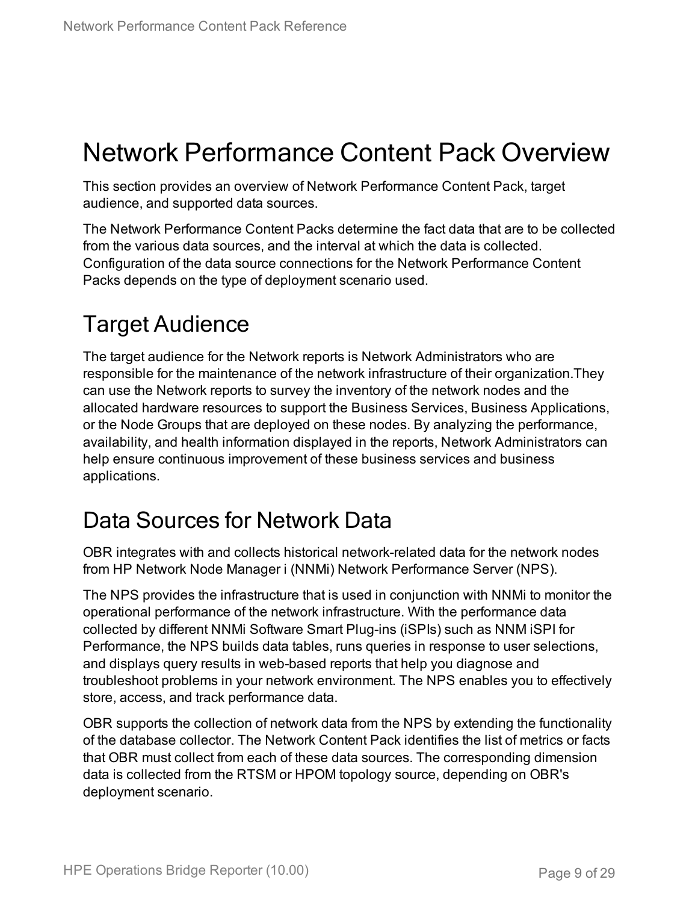# Network Performance Content Pack Overview

This section provides an overview of Network Performance Content Pack, target audience, and supported data sources.

The Network Performance Content Packs determine the fact data that are to be collected from the various data sources, and the interval at which the data is collected. Configuration of the data source connections for the Network Performance Content Packs depends on the type of deployment scenario used.

## Target Audience

The target audience for the Network reports is Network Administrators who are responsible for the maintenance of the network infrastructure of their organization.They can use the Network reports to survey the inventory of the network nodes and the allocated hardware resources to support the Business Services, Business Applications, or the Node Groups that are deployed on these nodes. By analyzing the performance, availability, and health information displayed in the reports, Network Administrators can help ensure continuous improvement of these business services and business applications.

## Data Sources for Network Data

OBR integrates with and collects historical network-related data for the network nodes from HP Network Node Manager i (NNMi) Network Performance Server (NPS).

The NPS provides the infrastructure that is used in conjunction with NNMi to monitor the operational performance of the network infrastructure. With the performance data collected by different NNMi Software Smart Plug-ins (iSPIs) such as NNM iSPI for Performance, the NPS builds data tables, runs queries in response to user selections, and displays query results in web-based reports that help you diagnose and troubleshoot problems in your network environment. The NPS enables you to effectively store, access, and track performance data.

OBR supports the collection of network data from the NPS by extending the functionality of the database collector. The Network Content Pack identifies the list of metrics or facts that OBR must collect from each of these data sources. The corresponding dimension data is collected from the RTSM or HPOM topology source, depending on OBR's deployment scenario.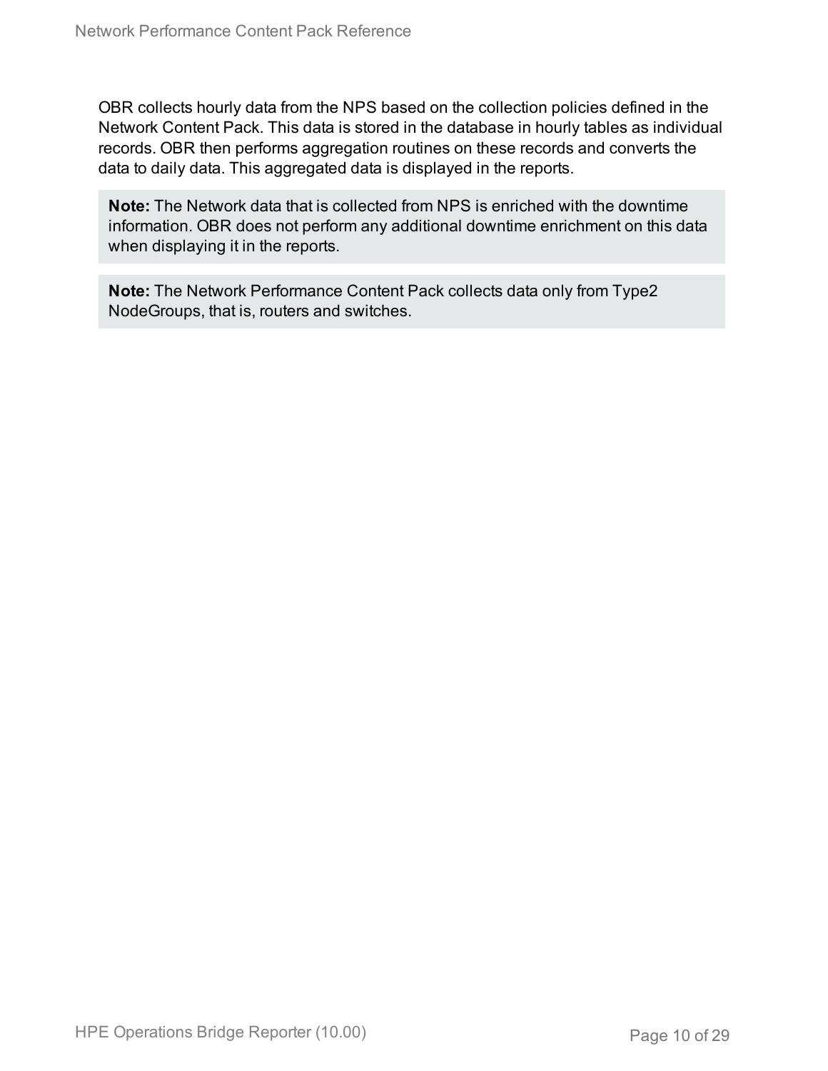OBR collects hourly data from the NPS based on the collection policies defined in the Network Content Pack. This data is stored in the database in hourly tables as individual records. OBR then performs aggregation routines on these records and converts the data to daily data. This aggregated data is displayed in the reports.

> **Note:** The Network data that is collected from NPS is enriched with the downtime information. OBR does not perform any additional downtime enrichment on this data when displaying it in the reports.

> **Note:** The Network Performance Content Pack collects data only from Type2 NodeGroups, that is, routers and switches.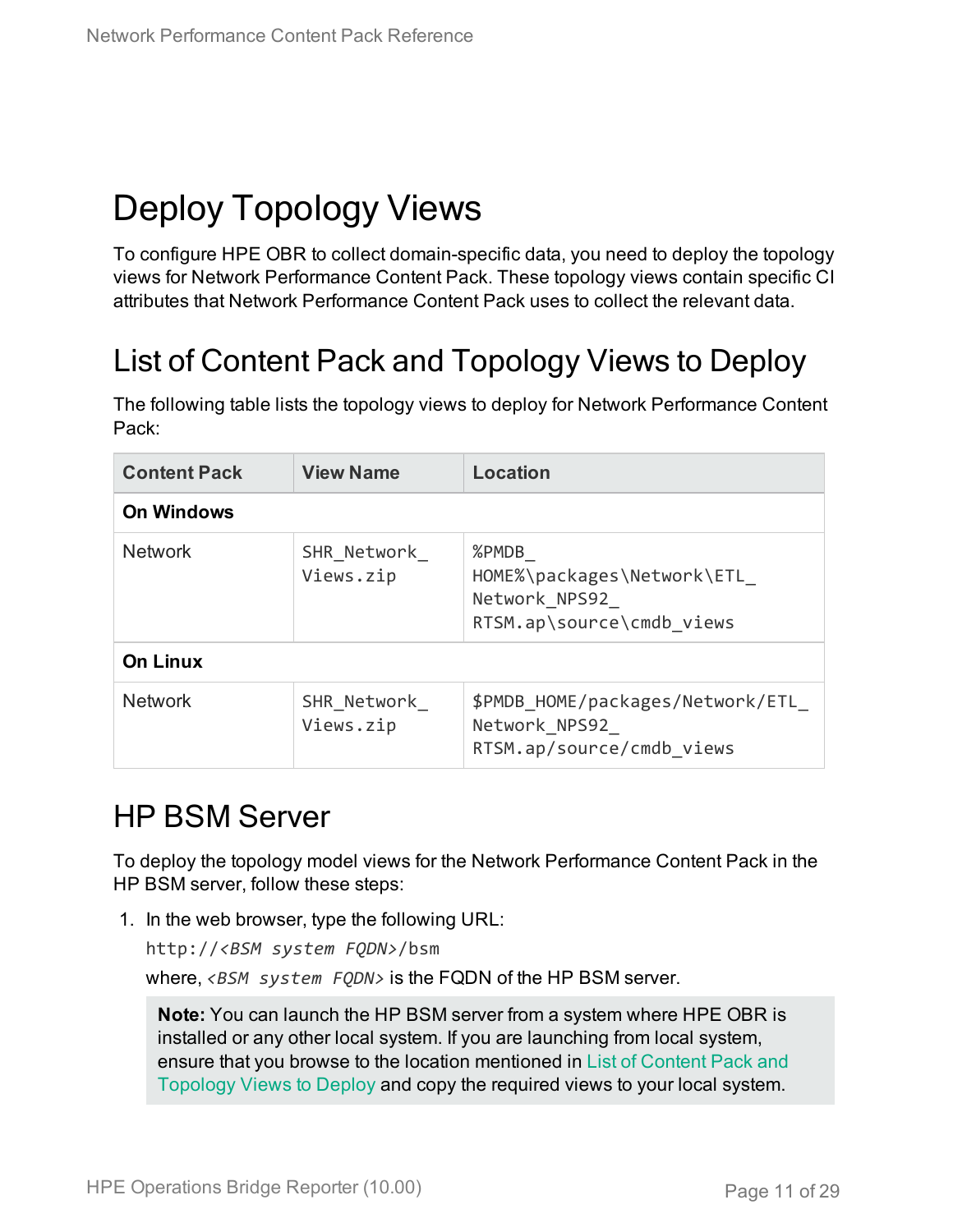# Deploy Topology Views

To configure HPE OBR to collect domain-specific data, you need to deploy the topology views for Network Performance Content Pack. These topology views contain specific CI attributes that Network Performance Content Pack uses to collect the relevant data.

## List of Content Pack and Topology Views to Deploy

The following table lists the topology views to deploy for Network Performance Content Pack:

| Content Pack | View Name | Location |
|---|---|---|
| **On Windows** | | |
| Network | `SHR_Network_Views.zip` | `%PMDB_HOME%\packages\Network\ETL_Network_NPS92_RTSM.ap\source\cmdb_views` |
| **On Linux** | | |
| Network | `SHR_Network_Views.zip` | `$PMDB_HOME/packages/Network/ETL_Network_NPS92_RTSM.ap/source/cmdb_views` |

## HP BSM Server

To deploy the topology model views for the Network Performance Content Pack in the HP BSM server, follow these steps:

1. In the web browser, type the following URL:

   `http://<BSM system FQDN>/bsm`

   where, *<BSM system FQDN>* is the FQDN of the HP BSM server.

   > **Note:** You can launch the HP BSM server from a system where HPE OBR is installed or any other local system. If you are launching from local system, ensure that you browse to the location mentioned in List of Content Pack and Topology Views to Deploy and copy the required views to your local system.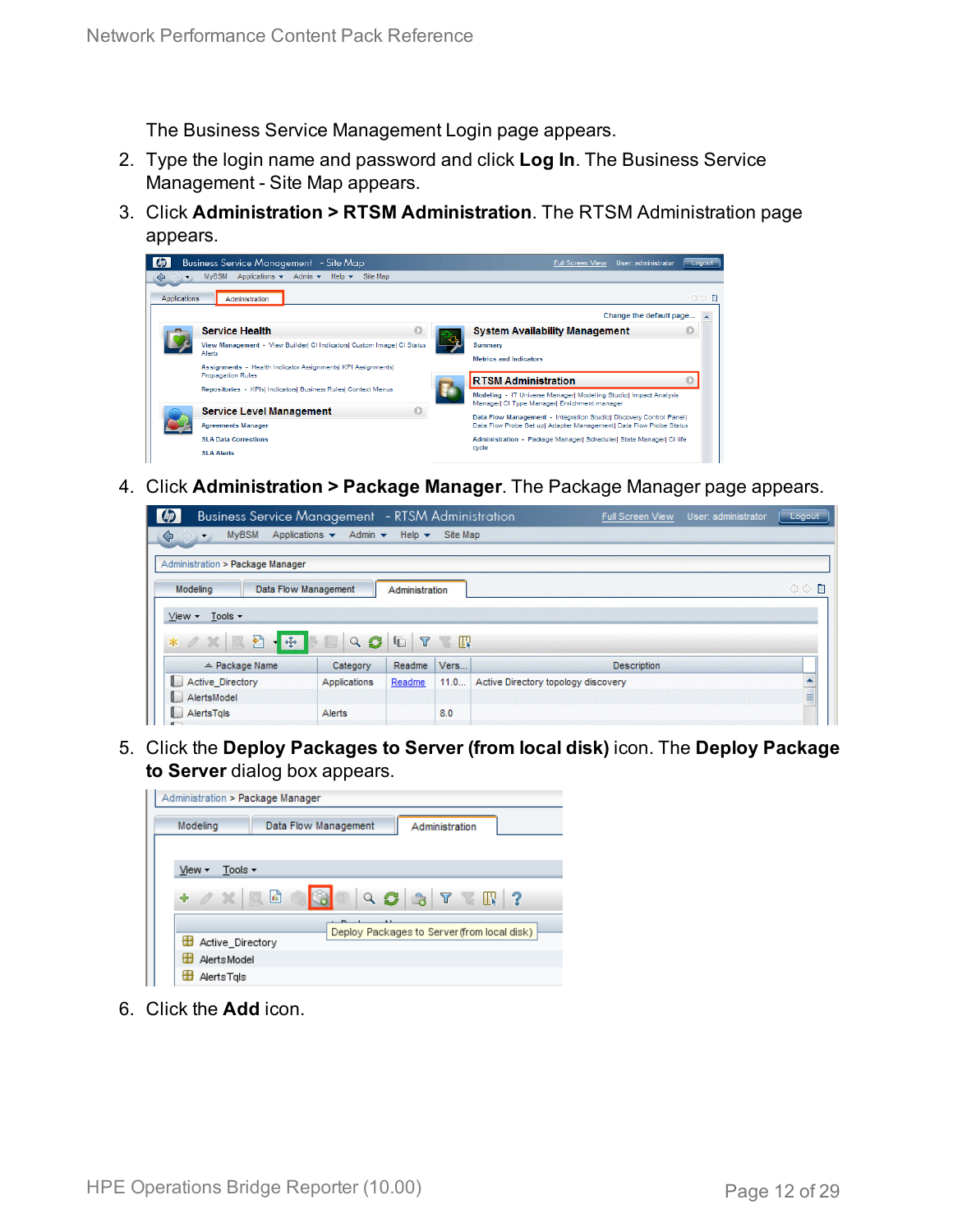The Business Service Management Login page appears.

2. Type the login name and password and click **Log In**. The Business Service Management - Site Map appears.
3. Click **Administration > RTSM Administration**. The RTSM Administration page appears.
4. Click **Administration > Package Manager**. The Package Manager page appears.
5. Click the **Deploy Packages to Server (from local disk)** icon. The **Deploy Package to Server** dialog box appears.
6. Click the **Add** icon.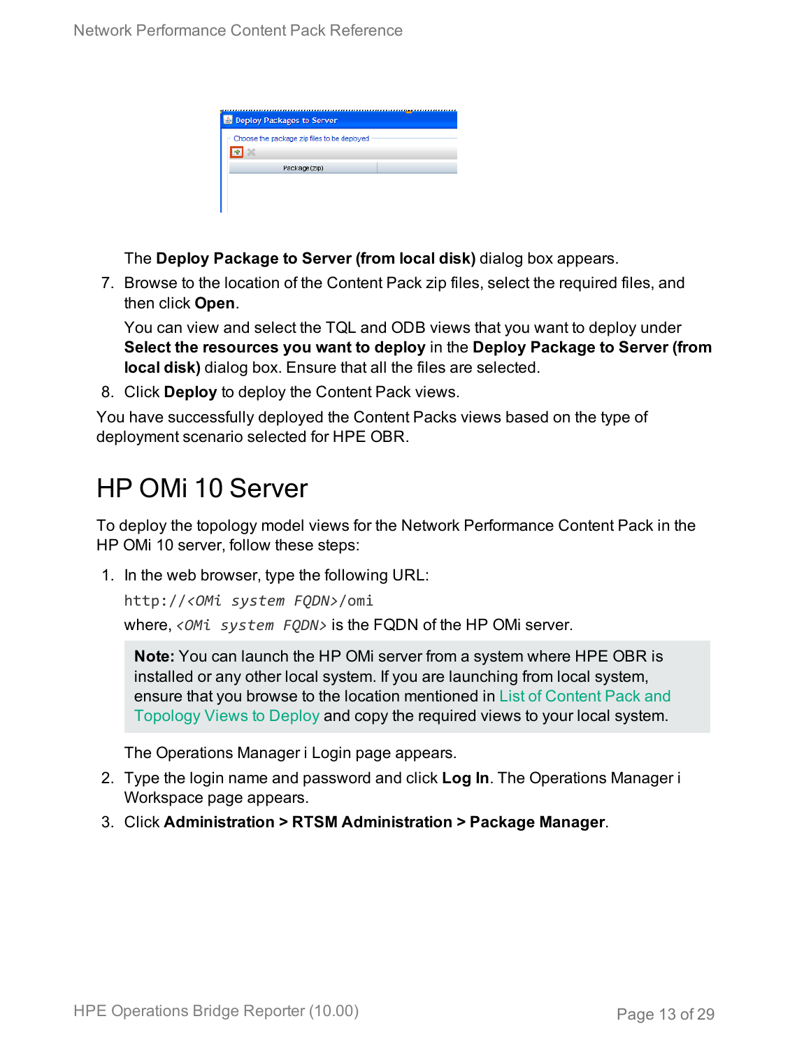The **Deploy Package to Server (from local disk)** dialog box appears.

7. Browse to the location of the Content Pack zip files, select the required files, and then click **Open**.

   You can view and select the TQL and ODB views that you want to deploy under **Select the resources you want to deploy** in the **Deploy Package to Server (from local disk)** dialog box. Ensure that all the files are selected.

8. Click **Deploy** to deploy the Content Pack views.

You have successfully deployed the Content Packs views based on the type of deployment scenario selected for HPE OBR.

## HP OMi 10 Server

To deploy the topology model views for the Network Performance Content Pack in the HP OMi 10 server, follow these steps:

1. In the web browser, type the following URL:

   `http://<OMi system FQDN>/omi`

   where, *<OMi system FQDN>* is the FQDN of the HP OMi server.

   > **Note:** You can launch the HP OMi server from a system where HPE OBR is installed or any other local system. If you are launching from local system, ensure that you browse to the location mentioned in List of Content Pack and Topology Views to Deploy and copy the required views to your local system.

   The Operations Manager i Login page appears.

2. Type the login name and password and click **Log In**. The Operations Manager i Workspace page appears.

3. Click **Administration > RTSM Administration > Package Manager**.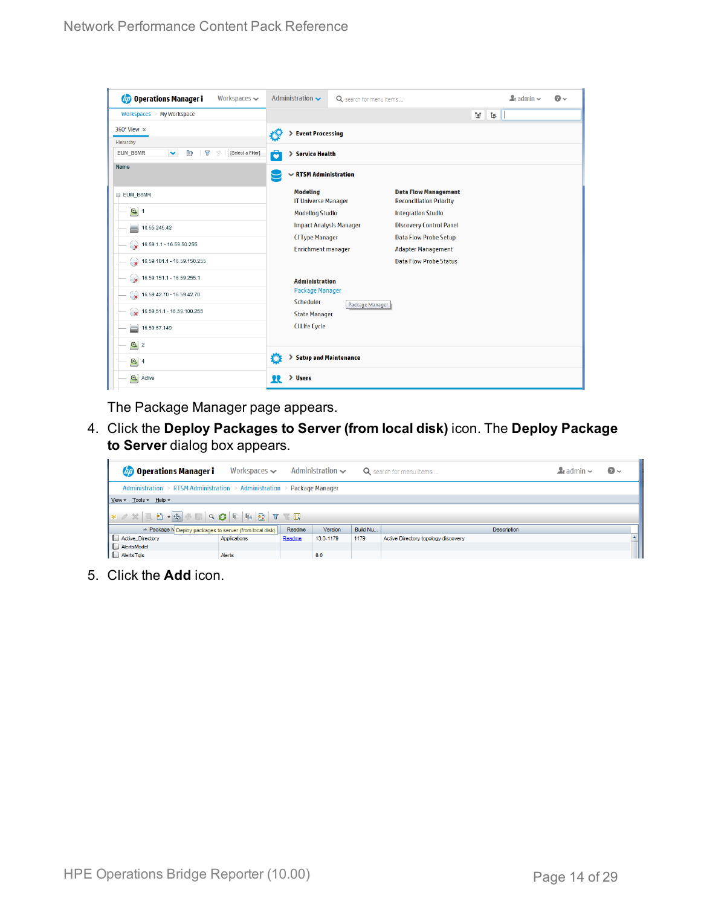The Package Manager page appears.

4. Click the **Deploy Packages to Server (from local disk)** icon. The **Deploy Package to Server** dialog box appears.

5. Click the **Add** icon.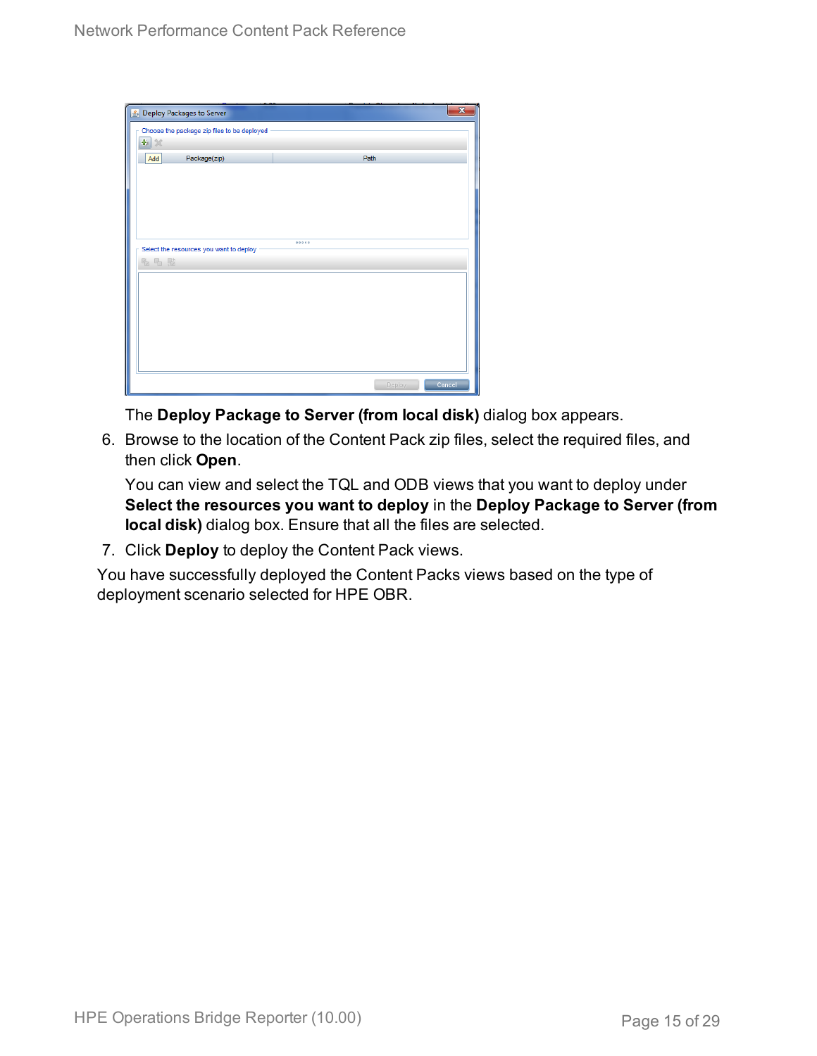The **Deploy Package to Server (from local disk)** dialog box appears.

6. Browse to the location of the Content Pack zip files, select the required files, and then click **Open**.

   You can view and select the TQL and ODB views that you want to deploy under **Select the resources you want to deploy** in the **Deploy Package to Server (from local disk)** dialog box. Ensure that all the files are selected.

7. Click **Deploy** to deploy the Content Pack views.

You have successfully deployed the Content Packs views based on the type of deployment scenario selected for HPE OBR.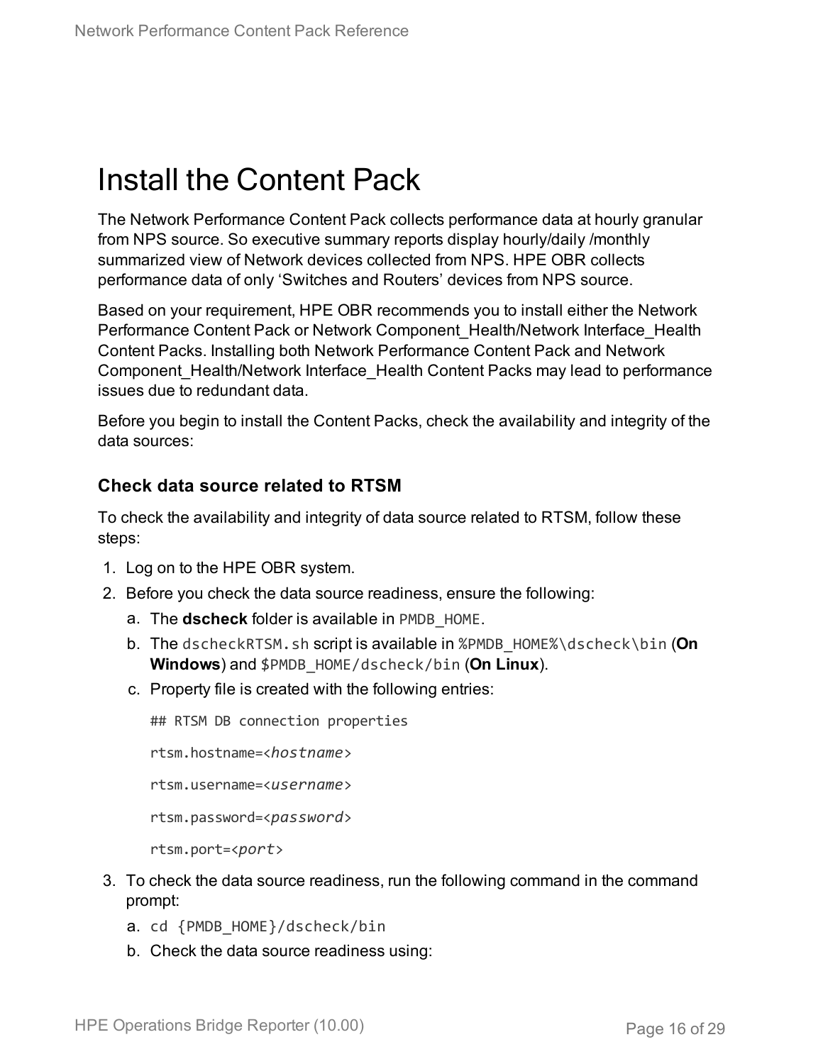# Install the Content Pack

The Network Performance Content Pack collects performance data at hourly granular from NPS source. So executive summary reports display hourly/daily /monthly summarized view of Network devices collected from NPS. HPE OBR collects performance data of only 'Switches and Routers' devices from NPS source.

Based on your requirement, HPE OBR recommends you to install either the Network Performance Content Pack or Network Component_Health/Network Interface_Health Content Packs. Installing both Network Performance Content Pack and Network Component_Health/Network Interface_Health Content Packs may lead to performance issues due to redundant data.

Before you begin to install the Content Packs, check the availability and integrity of the data sources:

### Check data source related to RTSM

To check the availability and integrity of data source related to RTSM, follow these steps:

1. Log on to the HPE OBR system.
2. Before you check the data source readiness, ensure the following:
   a. The **dscheck** folder is available in `PMDB_HOME`.
   b. The `dscheckRTSM.sh` script is available in `%PMDB_HOME%\dscheck\bin` (**On Windows**) and `$PMDB_HOME/dscheck/bin` (**On Linux**).
   c. Property file is created with the following entries:

      ```
      ## RTSM DB connection properties
      rtsm.hostname=<hostname>
      rtsm.username=<username>
      rtsm.password=<password>
      rtsm.port=<port>
      ```

3. To check the data source readiness, run the following command in the command prompt:
   a. `cd {PMDB_HOME}/dscheck/bin`
   b. Check the data source readiness using: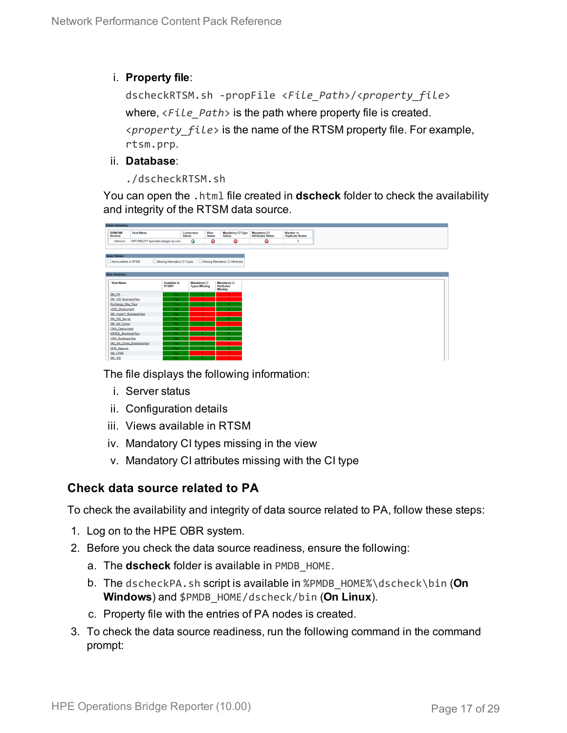i. **Property file**:

```
dscheckRTSM.sh -propFile <File_Path>/<property_file>
```

where, *<File_Path>* is the path where property file is created.

*<property_file>* is the name of the RTSM property file. For example, `rtsm.prp`.

ii. **Database**:

```
./dscheckRTSM.sh
```

You can open the `.html` file created in **dscheck** folder to check the availability and integrity of the RTSM data source.

The file displays the following information:

i. Server status

ii. Configuration details

iii. Views available in RTSM

iv. Mandatory CI types missing in the view

v. Mandatory CI attributes missing with the CI type

### Check data source related to PA

To check the availability and integrity of data source related to PA, follow these steps:

1. Log on to the HPE OBR system.
2. Before you check the data source readiness, ensure the following:
   a. The **dscheck** folder is available in `PMDB_HOME`.
   b. The `dscheckPA.sh` script is available in `%PMDB_HOME%\dscheck\bin` (**On Windows**) and `$PMDB_HOME/dscheck/bin` (**On Linux**).
   c. Property file with the entries of PA nodes is created.
3. To check the data source readiness, run the following command in the command prompt: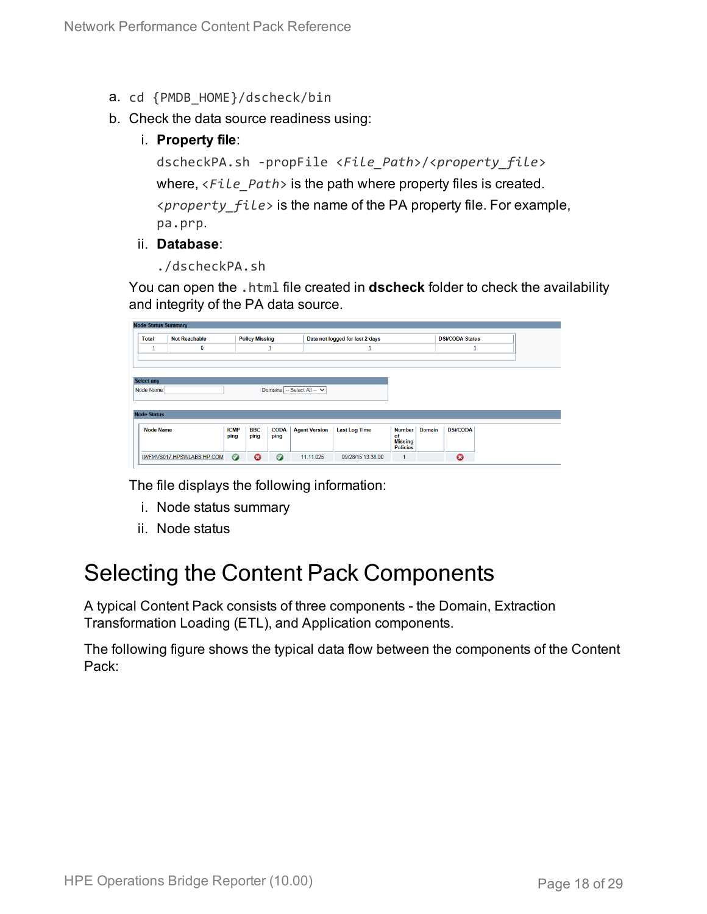a. `cd {PMDB_HOME}/dscheck/bin`

b. Check the data source readiness using:

   i. **Property file**:

      `dscheckPA.sh -propFile <File_Path>/<property_file>`

      where, *<File_Path>* is the path where property files is created.

      *<property_file>* is the name of the PA property file. For example, `pa.prp`.

   ii. **Database**:

      `./dscheckPA.sh`

   You can open the `.html` file created in **dscheck** folder to check the availability and integrity of the PA data source.

   **Node Status Summary**

   | Total | Not Reachable | Policy Missing | Data not logged for last 2 days | DSi/CODA Status |
   |---|---|---|---|---|
   | 1 | 0 | 1 | 1 | 1 |

   **Select any**

   Node Name: [ ] Domains: -- Select All --

   **Node Status**

   | Node Name | ICMP ping | BBC ping | CODA ping | Agent Version | Last Log Time | Number of Missing Policies | Domain | DSi/CODA |
   |---|---|---|---|---|---|---|---|---|
   | IWFMVS017.HPSWLABS.HP.COM | ✔ | ✖ | ✔ | 11.11.025 | 09/28/15 13:38:00 | 1 | | ✖ |

   The file displays the following information:

   i. Node status summary

   ii. Node status

# Selecting the Content Pack Components

A typical Content Pack consists of three components - the Domain, Extraction Transformation Loading (ETL), and Application components.

The following figure shows the typical data flow between the components of the Content Pack: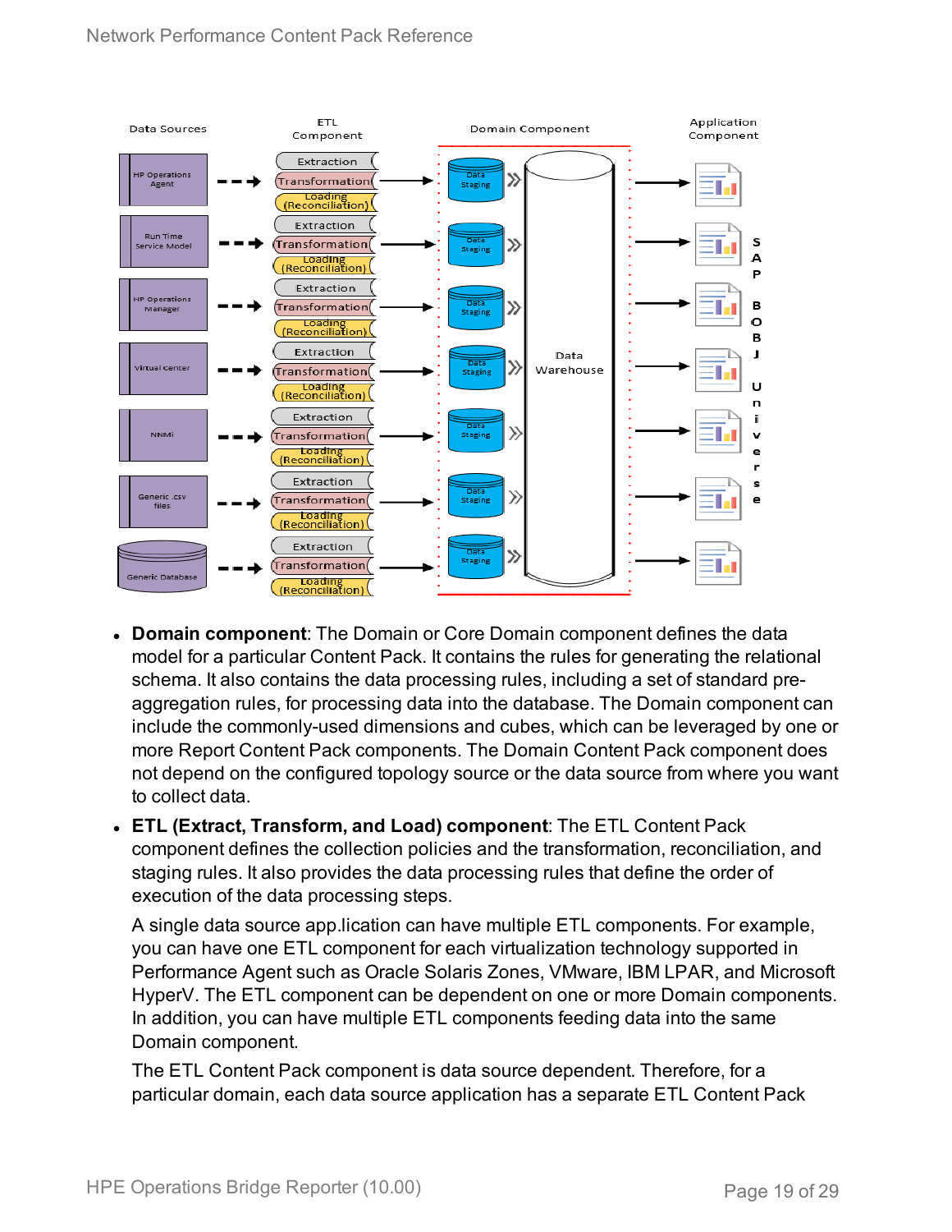- **Domain component**: The Domain or Core Domain component defines the data model for a particular Content Pack. It contains the rules for generating the relational schema. It also contains the data processing rules, including a set of standard pre-aggregation rules, for processing data into the database. The Domain component can include the commonly-used dimensions and cubes, which can be leveraged by one or more Report Content Pack components. The Domain Content Pack component does not depend on the configured topology source or the data source from where you want to collect data.
- **ETL (Extract, Transform, and Load) component**: The ETL Content Pack component defines the collection policies and the transformation, reconciliation, and staging rules. It also provides the data processing rules that define the order of execution of the data processing steps.

  A single data source app.lication can have multiple ETL components. For example, you can have one ETL component for each virtualization technology supported in Performance Agent such as Oracle Solaris Zones, VMware, IBM LPAR, and Microsoft HyperV. The ETL component can be dependent on one or more Domain components. In addition, you can have multiple ETL components feeding data into the same Domain component.

  The ETL Content Pack component is data source dependent. Therefore, for a particular domain, each data source application has a separate ETL Content Pack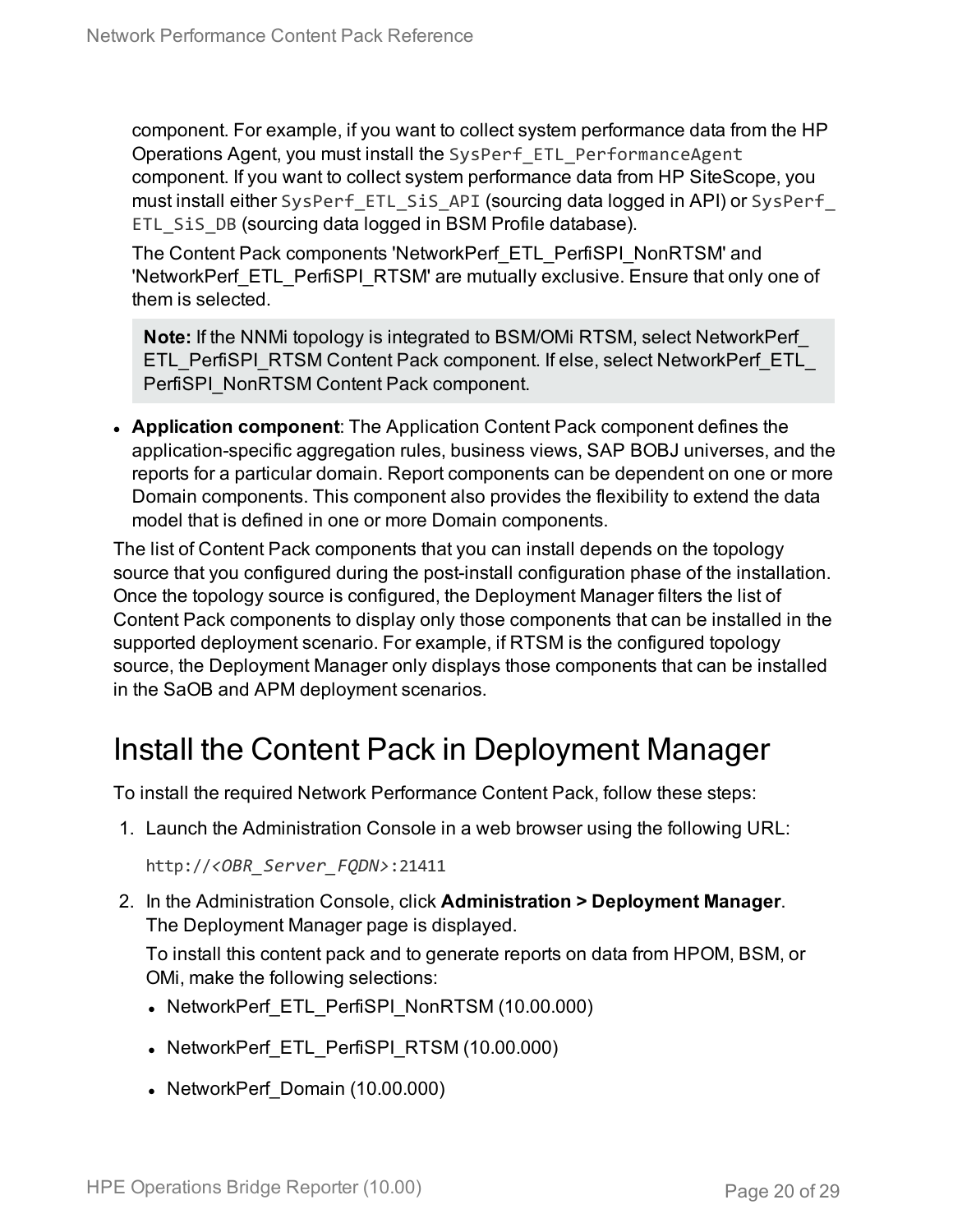component. For example, if you want to collect system performance data from the HP Operations Agent, you must install the `SysPerf_ETL_PerformanceAgent` component. If you want to collect system performance data from HP SiteScope, you must install either `SysPerf_ETL_SiS_API` (sourcing data logged in API) or `SysPerf_ETL_SiS_DB` (sourcing data logged in BSM Profile database).

The Content Pack components 'NetworkPerf_ETL_PerfiSPI_NonRTSM' and 'NetworkPerf_ETL_PerfiSPI_RTSM' are mutually exclusive. Ensure that only one of them is selected.

> **Note:** If the NNMi topology is integrated to BSM/OMi RTSM, select NetworkPerf_ETL_PerfiSPI_RTSM Content Pack component. If else, select NetworkPerf_ETL_PerfiSPI_NonRTSM Content Pack component.

- **Application component**: The Application Content Pack component defines the application-specific aggregation rules, business views, SAP BOBJ universes, and the reports for a particular domain. Report components can be dependent on one or more Domain components. This component also provides the flexibility to extend the data model that is defined in one or more Domain components.

The list of Content Pack components that you can install depends on the topology source that you configured during the post-install configuration phase of the installation. Once the topology source is configured, the Deployment Manager filters the list of Content Pack components to display only those components that can be installed in the supported deployment scenario. For example, if RTSM is the configured topology source, the Deployment Manager only displays those components that can be installed in the SaOB and APM deployment scenarios.

# Install the Content Pack in Deployment Manager

To install the required Network Performance Content Pack, follow these steps:

1. Launch the Administration Console in a web browser using the following URL:

   `http://<OBR_Server_FQDN>:21411`

2. In the Administration Console, click **Administration > Deployment Manager**. The Deployment Manager page is displayed.

   To install this content pack and to generate reports on data from HPOM, BSM, or OMi, make the following selections:

   - NetworkPerf_ETL_PerfiSPI_NonRTSM (10.00.000)
   - NetworkPerf_ETL_PerfiSPI_RTSM (10.00.000)
   - NetworkPerf_Domain (10.00.000)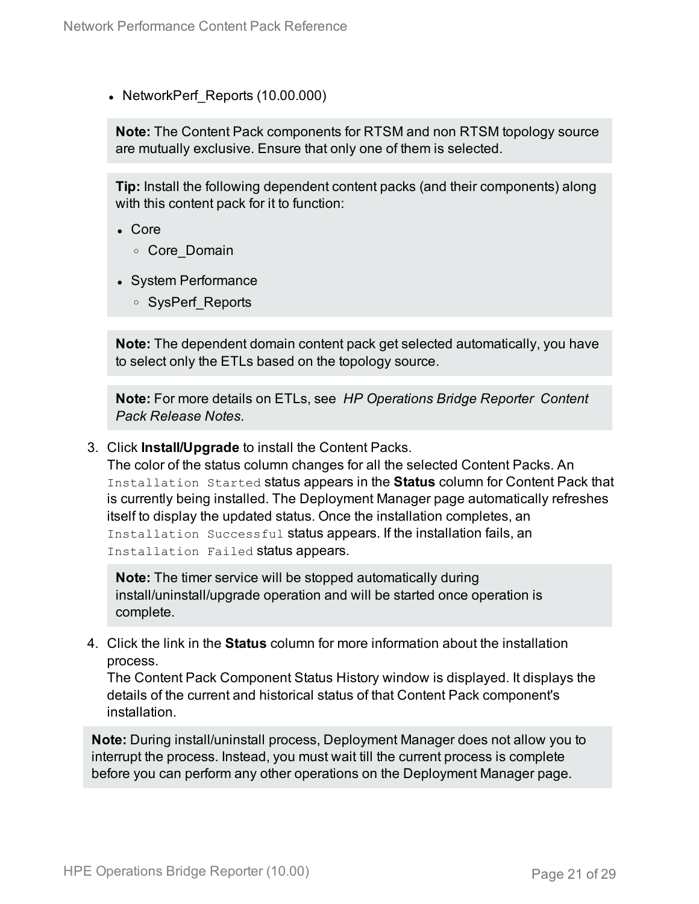- NetworkPerf_Reports (10.00.000)

  **Note:** The Content Pack components for RTSM and non RTSM topology source are mutually exclusive. Ensure that only one of them is selected.

  **Tip:** Install the following dependent content packs (and their components) along with this content pack for it to function:

  - Core
    - Core_Domain
  - System Performance
    - SysPerf_Reports

  **Note:** The dependent domain content pack get selected automatically, you have to select only the ETLs based on the topology source.

  **Note:** For more details on ETLs, see *HP Operations Bridge Reporter Content Pack Release Notes*.

3. Click **Install/Upgrade** to install the Content Packs.
   The color of the status column changes for all the selected Content Packs. An `Installation Started` status appears in the **Status** column for Content Pack that is currently being installed. The Deployment Manager page automatically refreshes itself to display the updated status. Once the installation completes, an `Installation Successful` status appears. If the installation fails, an `Installation Failed` status appears.

   **Note:** The timer service will be stopped automatically during install/uninstall/upgrade operation and will be started once operation is complete.

4. Click the link in the **Status** column for more information about the installation process.
   The Content Pack Component Status History window is displayed. It displays the details of the current and historical status of that Content Pack component's installation.

**Note:** During install/uninstall process, Deployment Manager does not allow you to interrupt the process. Instead, you must wait till the current process is complete before you can perform any other operations on the Deployment Manager page.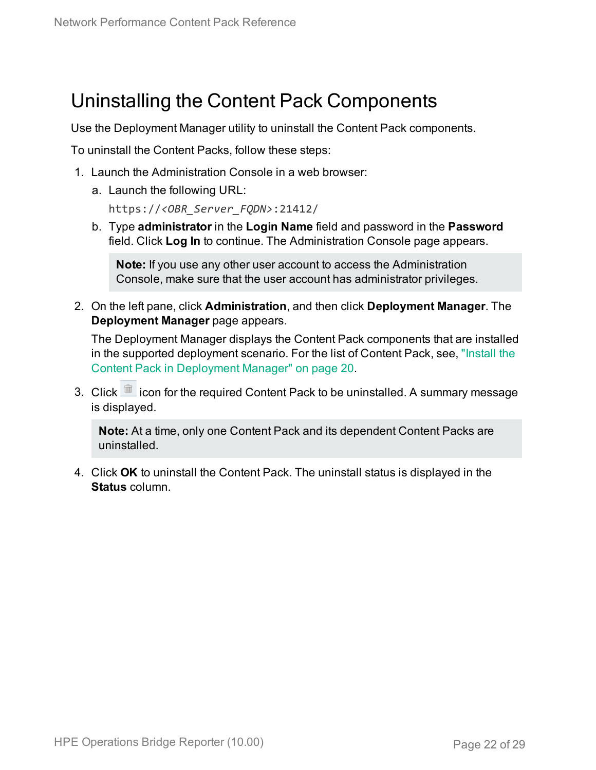# Uninstalling the Content Pack Components

Use the Deployment Manager utility to uninstall the Content Pack components.

To uninstall the Content Packs, follow these steps:

1. Launch the Administration Console in a web browser:
   a. Launch the following URL:

      `https://<OBR_Server_FQDN>:21412/`

   b. Type **administrator** in the **Login Name** field and password in the **Password** field. Click **Log In** to continue. The Administration Console page appears.

      > **Note:** If you use any other user account to access the Administration Console, make sure that the user account has administrator privileges.

2. On the left pane, click **Administration**, and then click **Deployment Manager**. The **Deployment Manager** page appears.

   The Deployment Manager displays the Content Pack components that are installed in the supported deployment scenario. For the list of Content Pack, see, "Install the Content Pack in Deployment Manager" on page 20.

3. Click icon for the required Content Pack to be uninstalled. A summary message is displayed.

   > **Note:** At a time, only one Content Pack and its dependent Content Packs are uninstalled.

4. Click **OK** to uninstall the Content Pack. The uninstall status is displayed in the **Status** column.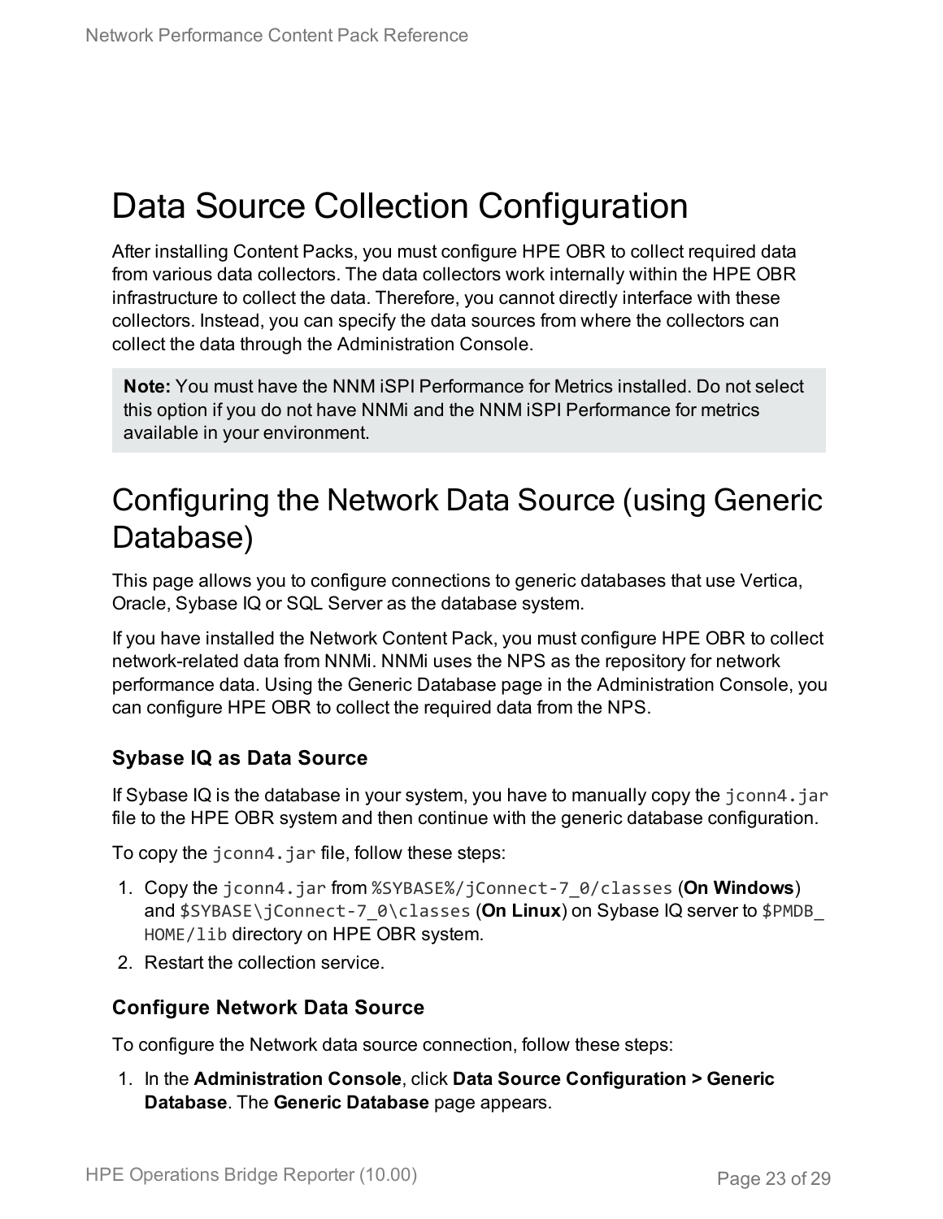# Data Source Collection Configuration

After installing Content Packs, you must configure HPE OBR to collect required data from various data collectors. The data collectors work internally within the HPE OBR infrastructure to collect the data. Therefore, you cannot directly interface with these collectors. Instead, you can specify the data sources from where the collectors can collect the data through the Administration Console.

> **Note:** You must have the NNM iSPI Performance for Metrics installed. Do not select this option if you do not have NNMi and the NNM iSPI Performance for metrics available in your environment.

# Configuring the Network Data Source (using Generic Database)

This page allows you to configure connections to generic databases that use Vertica, Oracle, Sybase IQ or SQL Server as the database system.

If you have installed the Network Content Pack, you must configure HPE OBR to collect network-related data from NNMi. NNMi uses the NPS as the repository for network performance data. Using the Generic Database page in the Administration Console, you can configure HPE OBR to collect the required data from the NPS.

### Sybase IQ as Data Source

If Sybase IQ is the database in your system, you have to manually copy the `jconn4.jar` file to the HPE OBR system and then continue with the generic database configuration.

To copy the `jconn4.jar` file, follow these steps:

1. Copy the `jconn4.jar` from `%SYBASE%/jConnect-7_0/classes` (**On Windows**) and `$SYBASE\jConnect-7_0\classes` (**On Linux**) on Sybase IQ server to `$PMDB_HOME/lib` directory on HPE OBR system.
2. Restart the collection service.

### Configure Network Data Source

To configure the Network data source connection, follow these steps:

1. In the **Administration Console**, click **Data Source Configuration > Generic Database**. The **Generic Database** page appears.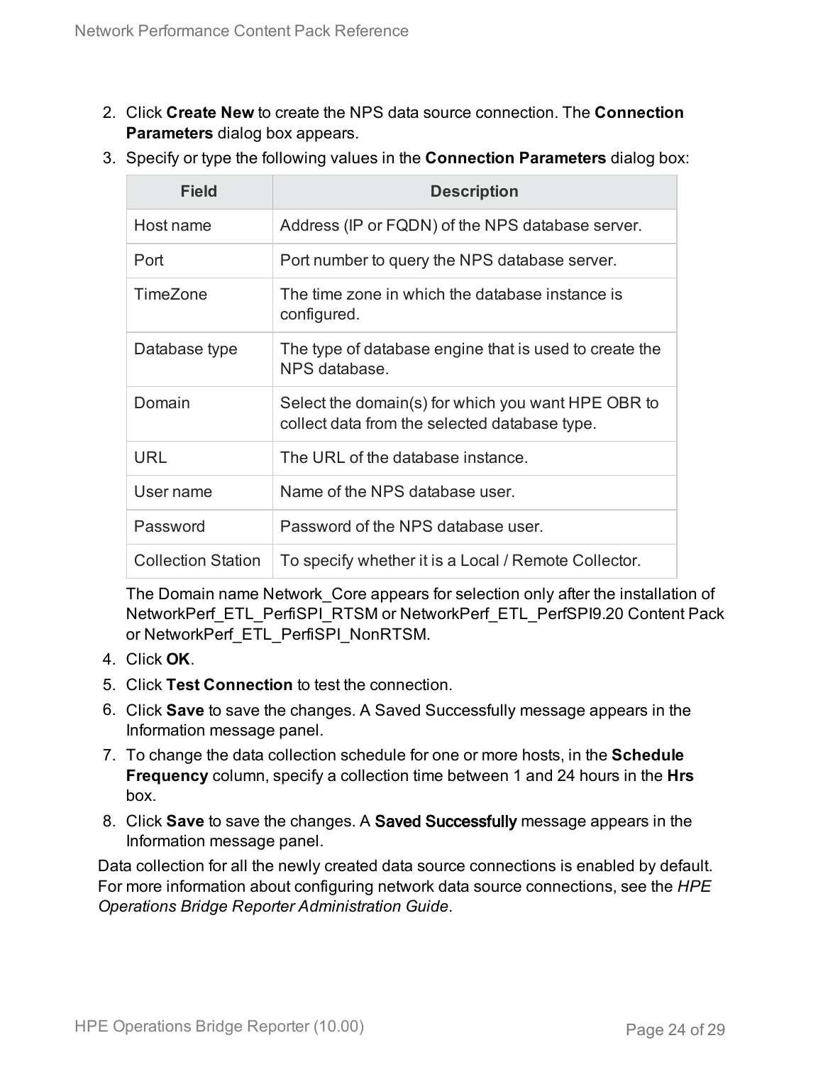2. Click **Create New** to create the NPS data source connection. The **Connection Parameters** dialog box appears.
3. Specify or type the following values in the **Connection Parameters** dialog box:

| Field | Description |
|---|---|
| Host name | Address (IP or FQDN) of the NPS database server. |
| Port | Port number to query the NPS database server. |
| TimeZone | The time zone in which the database instance is configured. |
| Database type | The type of database engine that is used to create the NPS database. |
| Domain | Select the domain(s) for which you want HPE OBR to collect data from the selected database type. |
| URL | The URL of the database instance. |
| User name | Name of the NPS database user. |
| Password | Password of the NPS database user. |
| Collection Station | To specify whether it is a Local / Remote Collector. |

   The Domain name Network_Core appears for selection only after the installation of NetworkPerf_ETL_PerfiSPI_RTSM or NetworkPerf_ETL_PerfSPI9.20 Content Pack or NetworkPerf_ETL_PerfiSPI_NonRTSM.

4. Click **OK**.
5. Click **Test Connection** to test the connection.
6. Click **Save** to save the changes. A Saved Successfully message appears in the Information message panel.
7. To change the data collection schedule for one or more hosts, in the **Schedule Frequency** column, specify a collection time between 1 and 24 hours in the **Hrs** box.
8. Click **Save** to save the changes. A **Saved Successfully** message appears in the Information message panel.

Data collection for all the newly created data source connections is enabled by default. For more information about configuring network data source connections, see the *HPE Operations Bridge Reporter Administration Guide*.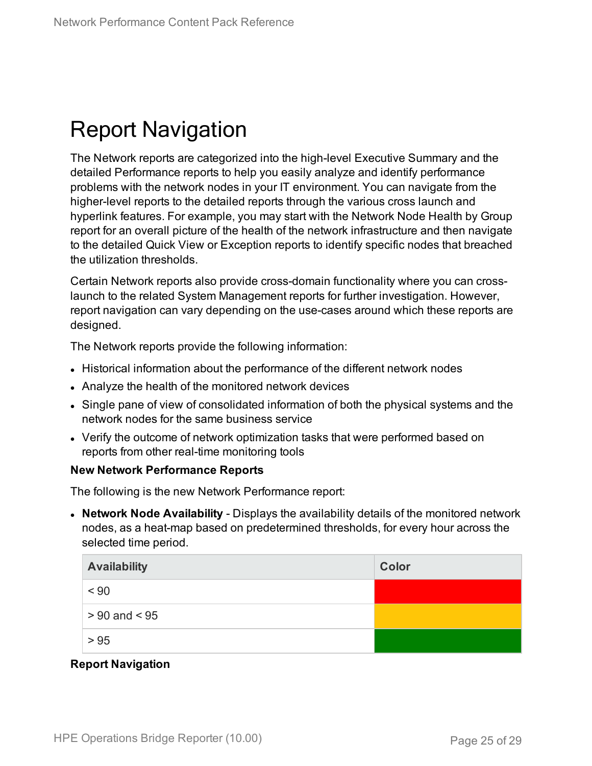# Report Navigation

The Network reports are categorized into the high-level Executive Summary and the detailed Performance reports to help you easily analyze and identify performance problems with the network nodes in your IT environment. You can navigate from the higher-level reports to the detailed reports through the various cross launch and hyperlink features. For example, you may start with the Network Node Health by Group report for an overall picture of the health of the network infrastructure and then navigate to the detailed Quick View or Exception reports to identify specific nodes that breached the utilization thresholds.

Certain Network reports also provide cross-domain functionality where you can cross-launch to the related System Management reports for further investigation. However, report navigation can vary depending on the use-cases around which these reports are designed.

The Network reports provide the following information:

- Historical information about the performance of the different network nodes
- Analyze the health of the monitored network devices
- Single pane of view of consolidated information of both the physical systems and the network nodes for the same business service
- Verify the outcome of network optimization tasks that were performed based on reports from other real-time monitoring tools

**New Network Performance Reports**

The following is the new Network Performance report:

- **Network Node Availability** - Displays the availability details of the monitored network nodes, as a heat-map based on predetermined thresholds, for every hour across the selected time period.

| Availability | Color |
|---|---|
| < 90 | Red |
| > 90 and < 95 | Amber |
| > 95 | Green |

**Report Navigation**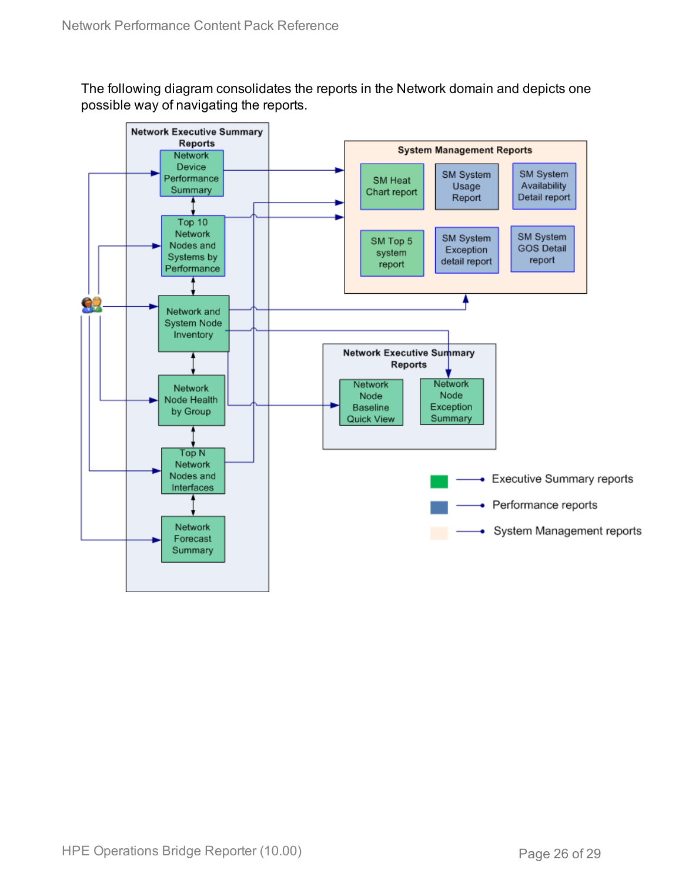The following diagram consolidates the reports in the Network domain and depicts one possible way of navigating the reports.

Network Executive Summary Reports

Network Device Performance Summary

Top 10 Network Nodes and Systems by Performance

Network and System Node Inventory

Network Node Health by Group

Top N Network Nodes and Interfaces

Network Forecast Summary

System Management Reports

SM Heat Chart report

SM System Usage Report

SM System Availability Detail report

SM Top 5 system report

SM System Exception detail report

SM System GOS Detail report

Network Executive Summary Reports

Network Node Baseline Quick View

Network Node Exception Summary

Executive Summary reports

Performance reports

System Management reports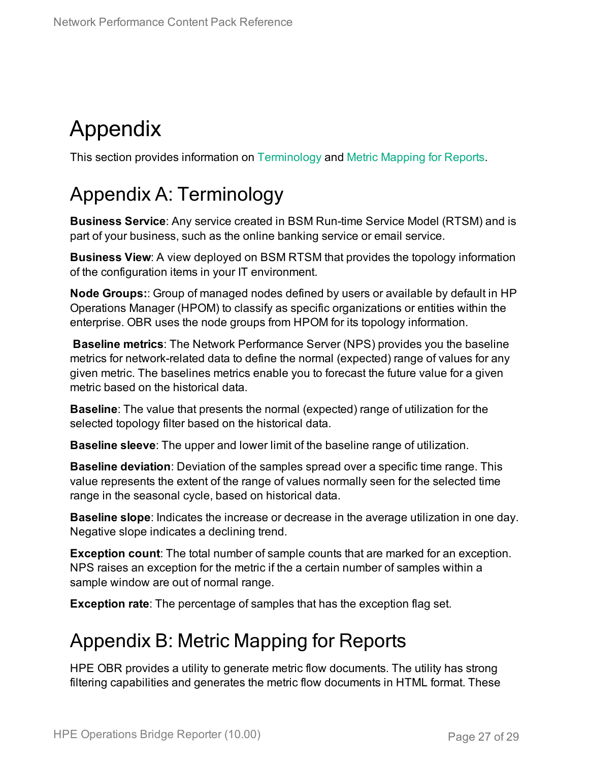# Appendix

This section provides information on Terminology and Metric Mapping for Reports.

## Appendix A: Terminology

**Business Service**: Any service created in BSM Run-time Service Model (RTSM) and is part of your business, such as the online banking service or email service.

**Business View**: A view deployed on BSM RTSM that provides the topology information of the configuration items in your IT environment.

**Node Groups:**: Group of managed nodes defined by users or available by default in HP Operations Manager (HPOM) to classify as specific organizations or entities within the enterprise. OBR uses the node groups from HPOM for its topology information.

**Baseline metrics**: The Network Performance Server (NPS) provides you the baseline metrics for network-related data to define the normal (expected) range of values for any given metric. The baselines metrics enable you to forecast the future value for a given metric based on the historical data.

**Baseline**: The value that presents the normal (expected) range of utilization for the selected topology filter based on the historical data.

**Baseline sleeve**: The upper and lower limit of the baseline range of utilization.

**Baseline deviation**: Deviation of the samples spread over a specific time range. This value represents the extent of the range of values normally seen for the selected time range in the seasonal cycle, based on historical data.

**Baseline slope**: Indicates the increase or decrease in the average utilization in one day. Negative slope indicates a declining trend.

**Exception count**: The total number of sample counts that are marked for an exception. NPS raises an exception for the metric if the a certain number of samples within a sample window are out of normal range.

**Exception rate**: The percentage of samples that has the exception flag set.

## Appendix B: Metric Mapping for Reports

HPE OBR provides a utility to generate metric flow documents. The utility has strong filtering capabilities and generates the metric flow documents in HTML format. These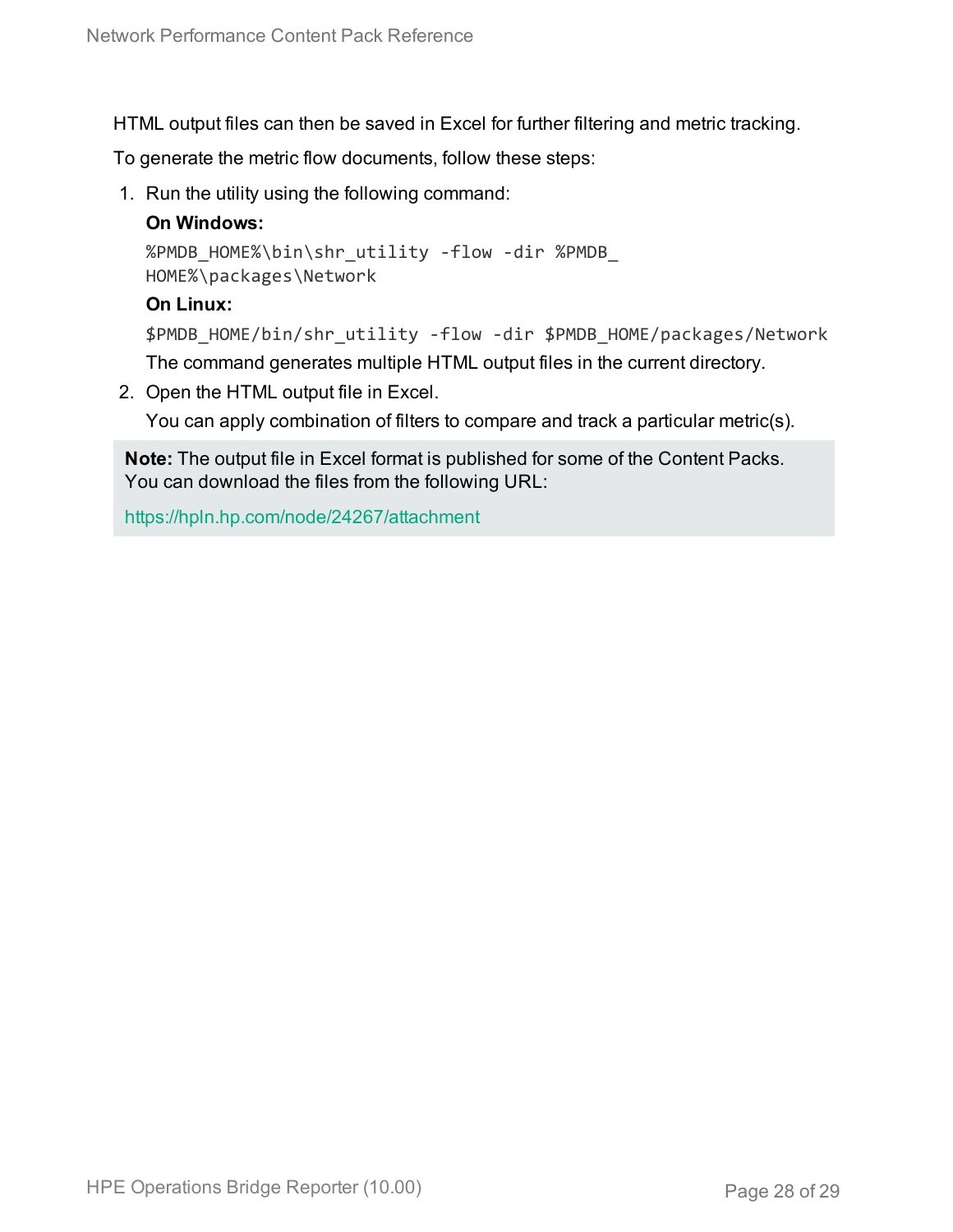HTML output files can then be saved in Excel for further filtering and metric tracking.

To generate the metric flow documents, follow these steps:

1. Run the utility using the following command:

   **On Windows:**

   ```
   %PMDB_HOME%\bin\shr_utility -flow -dir %PMDB_HOME%\packages\Network
   ```

   **On Linux:**

   ```
   $PMDB_HOME/bin/shr_utility -flow -dir $PMDB_HOME/packages/Network
   ```

   The command generates multiple HTML output files in the current directory.

2. Open the HTML output file in Excel.

   You can apply combination of filters to compare and track a particular metric(s).

> **Note:** The output file in Excel format is published for some of the Content Packs. You can download the files from the following URL:
>
> https://hpln.hp.com/node/24267/attachment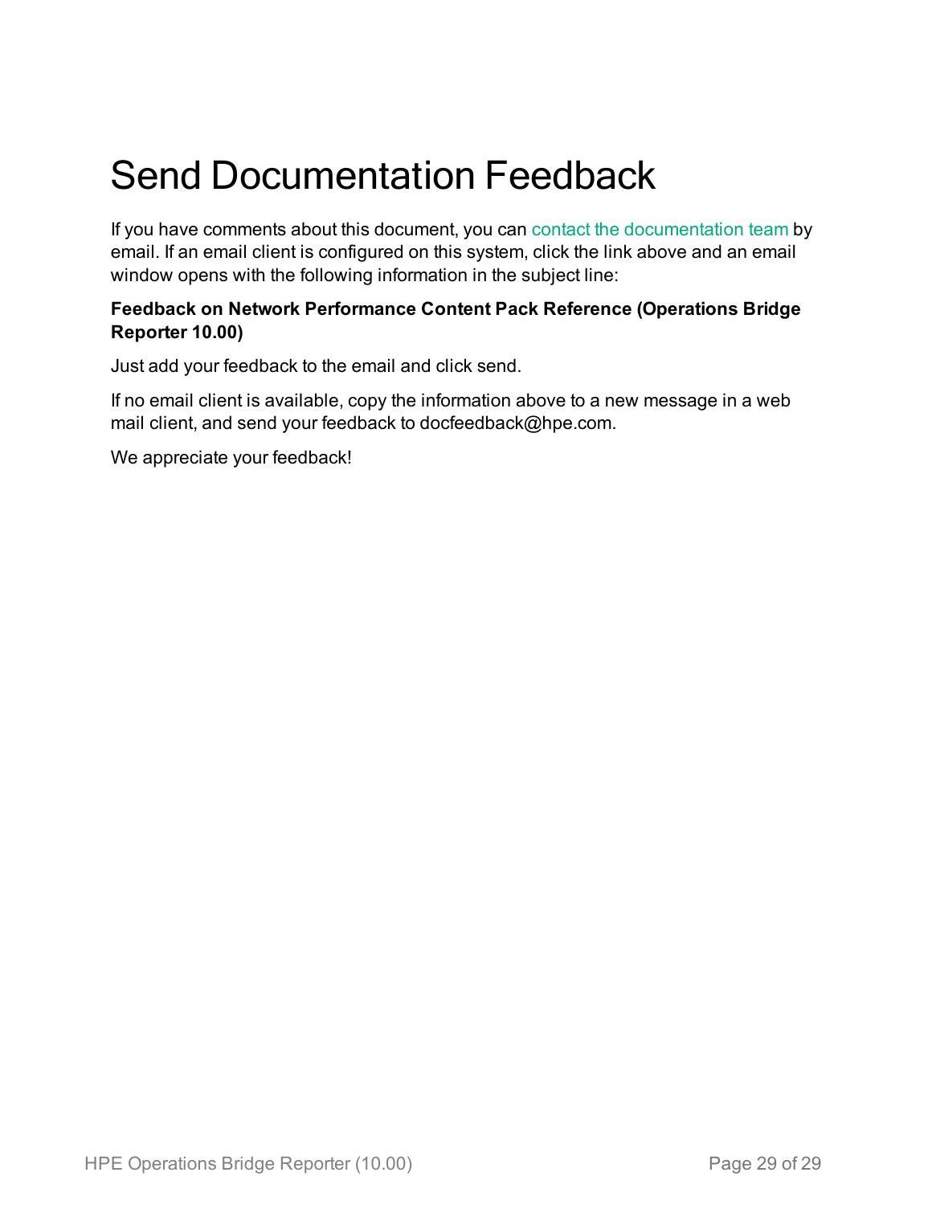# Send Documentation Feedback

If you have comments about this document, you can contact the documentation team by email. If an email client is configured on this system, click the link above and an email window opens with the following information in the subject line:

**Feedback on Network Performance Content Pack Reference (Operations Bridge Reporter 10.00)**

Just add your feedback to the email and click send.

If no email client is available, copy the information above to a new message in a web mail client, and send your feedback to docfeedback@hpe.com.

We appreciate your feedback!